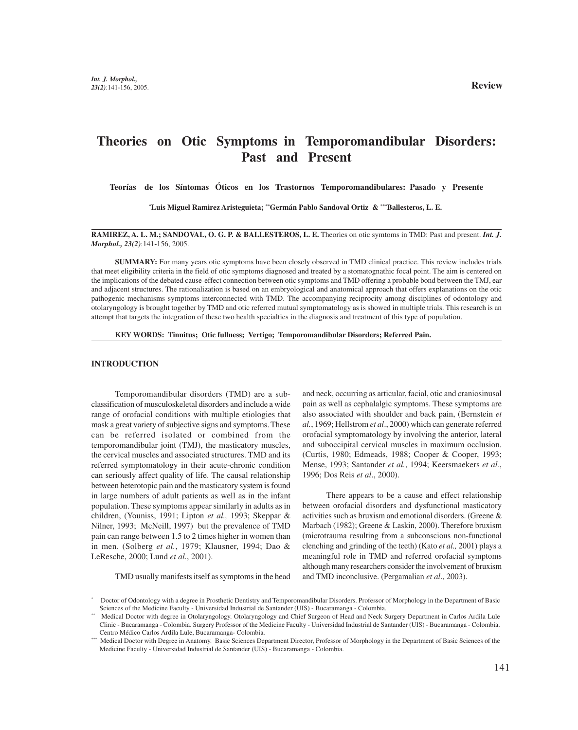Review

# Theories on Otic Symptoms in Temporomandibular Disorders: Past and Present

**Teorías de los Síntomas Óticos en los Trastornos Temporomandibulares: Pasado y Presente**

**[*]Luis Miguel Ramirez Aristeguieta; [**]Germán Pablo Sandoval Ortiz & [***]Ballesteros, L. E.**

**RAMIREZ, A. L. M.; SANDOVAL, O. G. P. & BALLESTEROS, L. E.** Theories on otic symtoms in TMD: Past and present. ***Int. J. Morphol., 23(2)***:141-156, 2005.

**SUMMARY:** For many years otic symptoms have been closely observed in TMD clinical practice. This review includes trials that meet eligibility criteria in the field of otic symptoms diagnosed and treated by a stomatognathic focal point. The aim is centered on the implications of the debated cause-effect connection between otic symptoms and TMD offering a probable bond between the TMJ, ear and adjacent structures. The rationalization is based on an embryological and anatomical approach that offers explanations on the otic pathogenic mechanisms symptoms interconnected with TMD. The accompanying reciprocity among disciplines of odontology and otolaryngology is brought together by TMD and otic referred mutual symptomatology as is showed in multiple trials. This research is an attempt that targets the integration of these two health specialties in the diagnosis and treatment of this type of population.

**KEY WORDS: Tinnitus; Otic fullness; Vertigo; Temporomandibular Disorders; Referred Pain.**

## INTRODUCTION

Temporomandibular disorders (TMD) are a sub-classification of musculoskeletal disorders and include a wide range of orofacial conditions with multiple etiologies that mask a great variety of subjective signs and symptoms. These can be referred isolated or combined from the temporomandibular joint (TMJ), the masticatory muscles, the cervical muscles and associated structures. TMD and its referred symptomatology in their acute-chronic condition can seriously affect quality of life. The causal relationship between heterotopic pain and the masticatory system is found in large numbers of adult patients as well as in the infant population. These symptoms appear similarly in adults as in children, (Youniss, 1991; Lipton *et al.,* 1993; Skeppar & Nilner, 1993; McNeill, 1997) but the prevalence of TMD pain can range between 1.5 to 2 times higher in women than in men. (Solberg *et al.*, 1979; Klausner, 1994; Dao & LeResche, 2000; Lund *et al.*, 2001).

TMD usually manifests itself as symptoms in the head and neck, occurring as articular, facial, otic and craniosinusal pain as well as cephalalgic symptoms. These symptoms are also associated with shoulder and back pain, (Bernstein *et al.*, 1969; Hellstrom *et al*., 2000) which can generate referred orofacial symptomatology by involving the anterior, lateral and suboccipital cervical muscles in maximum occlusion. (Curtis, 1980; Edmeads, 1988; Cooper & Cooper, 1993; Mense, 1993; Santander *et al.*, 1994; Keersmaekers *et al.*, 1996; Dos Reis *et al*., 2000).

There appears to be a cause and effect relationship between orofacial disorders and dysfunctional masticatory activities such as bruxism and emotional disorders. (Greene & Marbach (1982); Greene & Laskin, 2000). Therefore bruxism (microtrauma resulting from a subconscious non-functional clenching and grinding of the teeth) (Kato *et al.,* 2001) plays a meaningful role in TMD and referred orofacial symptoms although many researchers consider the involvement of bruxism and TMD inconclusive. (Pergamalian *et al*., 2003).

[*] Doctor of Odontology with a degree in Prosthetic Dentistry and Temporomandibular Disorders. Professor of Morphology in the Department of Basic Sciences of the Medicine Faculty - Universidad Industrial de Santander (UIS) - Bucaramanga - Colombia.

[**] Medical Doctor with degree in Otolaryngology. Otolaryngology and Chief Surgeon of Head and Neck Surgery Department in Carlos Ardila Lule Clinic - Bucaramanga - Colombia. Surgery Professor of the Medicine Faculty - Universidad Industrial de Santander (UIS) - Bucaramanga - Colombia. Centro Médico Carlos Ardila Lule, Bucaramanga- Colombia.

[***] Medical Doctor with Degree in Anatomy. Basic Sciences Department Director, Professor of Morphology in the Department of Basic Sciences of the Medicine Faculty - Universidad Industrial de Santander (UIS) - Bucaramanga - Colombia.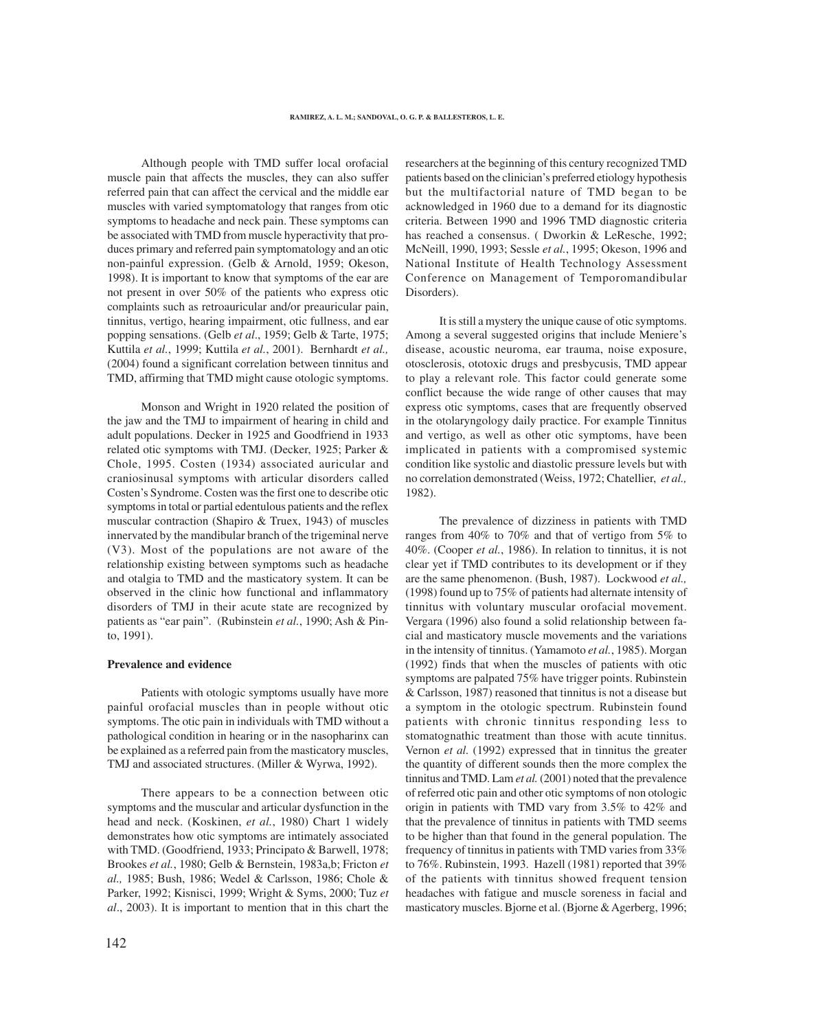Although people with TMD suffer local orofacial muscle pain that affects the muscles, they can also suffer referred pain that can affect the cervical and the middle ear muscles with varied symptomatology that ranges from otic symptoms to headache and neck pain. These symptoms can be associated with TMD from muscle hyperactivity that produces primary and referred pain symptomatology and an otic non-painful expression. (Gelb & Arnold, 1959; Okeson, 1998). It is important to know that symptoms of the ear are not present in over 50% of the patients who express otic complaints such as retroauricular and/or preauricular pain, tinnitus, vertigo, hearing impairment, otic fullness, and ear popping sensations. (Gelb *et al*., 1959; Gelb & Tarte, 1975; Kuttila *et al.*, 1999; Kuttila *et al.*, 2001). Bernhardt *et al.,* (2004) found a significant correlation between tinnitus and TMD, affirming that TMD might cause otologic symptoms.

Monson and Wright in 1920 related the position of the jaw and the TMJ to impairment of hearing in child and adult populations. Decker in 1925 and Goodfriend in 1933 related otic symptoms with TMJ. (Decker, 1925; Parker & Chole, 1995. Costen (1934) associated auricular and craniosinusal symptoms with articular disorders called Costen's Syndrome. Costen was the first one to describe otic symptoms in total or partial edentulous patients and the reflex muscular contraction (Shapiro & Truex, 1943) of muscles innervated by the mandibular branch of the trigeminal nerve (V3). Most of the populations are not aware of the relationship existing between symptoms such as headache and otalgia to TMD and the masticatory system. It can be observed in the clinic how functional and inflammatory disorders of TMJ in their acute state are recognized by patients as "ear pain". (Rubinstein *et al.*, 1990; Ash & Pinto, 1991).

**Prevalence and evidence**

Patients with otologic symptoms usually have more painful orofacial muscles than in people without otic symptoms. The otic pain in individuals with TMD without a pathological condition in hearing or in the nasopharynx can be explained as a referred pain from the masticatory muscles, TMJ and associated structures. (Miller & Wyrwa, 1992).

There appears to be a connection between otic symptoms and the muscular and articular dysfunction in the head and neck. (Koskinen, *et al.*, 1980) Chart 1 widely demonstrates how otic symptoms are intimately associated with TMD. (Goodfriend, 1933; Principato & Barwell, 1978; Brookes *et al.*, 1980; Gelb & Bernstein, 1983a,b; Fricton *et al.,* 1985; Bush, 1986; Wedel & Carlsson, 1986; Chole & Parker, 1992; Kisnisci, 1999; Wright & Syms, 2000; Tuz *et al*., 2003). It is important to mention that in this chart the researchers at the beginning of this century recognized TMD patients based on the clinician's preferred etiology hypothesis but the multifactorial nature of TMD began to be acknowledged in 1960 due to a demand for its diagnostic criteria. Between 1990 and 1996 TMD diagnostic criteria has reached a consensus. ( Dworkin & LeResche, 1992; McNeill, 1990, 1993; Sessle *et al.*, 1995; Okeson, 1996 and National Institute of Health Technology Assessment Conference on Management of Temporomandibular Disorders).

It is still a mystery the unique cause of otic symptoms. Among a several suggested origins that include Meniere's disease, acoustic neuroma, ear trauma, noise exposure, otosclerosis, ototoxic drugs and presbycusis, TMD appear to play a relevant role. This factor could generate some conflict because the wide range of other causes that may express otic symptoms, cases that are frequently observed in the otolaryngology daily practice. For example Tinnitus and vertigo, as well as other otic symptoms, have been implicated in patients with a compromised systemic condition like systolic and diastolic pressure levels but with no correlation demonstrated (Weiss, 1972; Chatellier, *et al.,* 1982).

The prevalence of dizziness in patients with TMD ranges from 40% to 70% and that of vertigo from 5% to 40%. (Cooper *et al.*, 1986). In relation to tinnitus, it is not clear yet if TMD contributes to its development or if they are the same phenomenon. (Bush, 1987). Lockwood *et al.,* (1998) found up to 75% of patients had alternate intensity of tinnitus with voluntary muscular orofacial movement. Vergara (1996) also found a solid relationship between facial and masticatory muscle movements and the variations in the intensity of tinnitus. (Yamamoto *et al.*, 1985). Morgan (1992) finds that when the muscles of patients with otic symptoms are palpated 75% have trigger points. Rubinstein & Carlsson, 1987) reasoned that tinnitus is not a disease but a symptom in the otologic spectrum. Rubinstein found patients with chronic tinnitus responding less to stomatognathic treatment than those with acute tinnitus. Vernon *et al.* (1992) expressed that in tinnitus the greater the quantity of different sounds then the more complex the tinnitus and TMD. Lam *et al.* (2001) noted that the prevalence of referred otic pain and other otic symptoms of non otologic origin in patients with TMD vary from 3.5% to 42% and that the prevalence of tinnitus in patients with TMD seems to be higher than that found in the general population. The frequency of tinnitus in patients with TMD varies from 33% to 76%. Rubinstein, 1993. Hazell (1981) reported that 39% of the patients with tinnitus showed frequent tension headaches with fatigue and muscle soreness in facial and masticatory muscles. Bjorne et al. (Bjorne & Agerberg, 1996;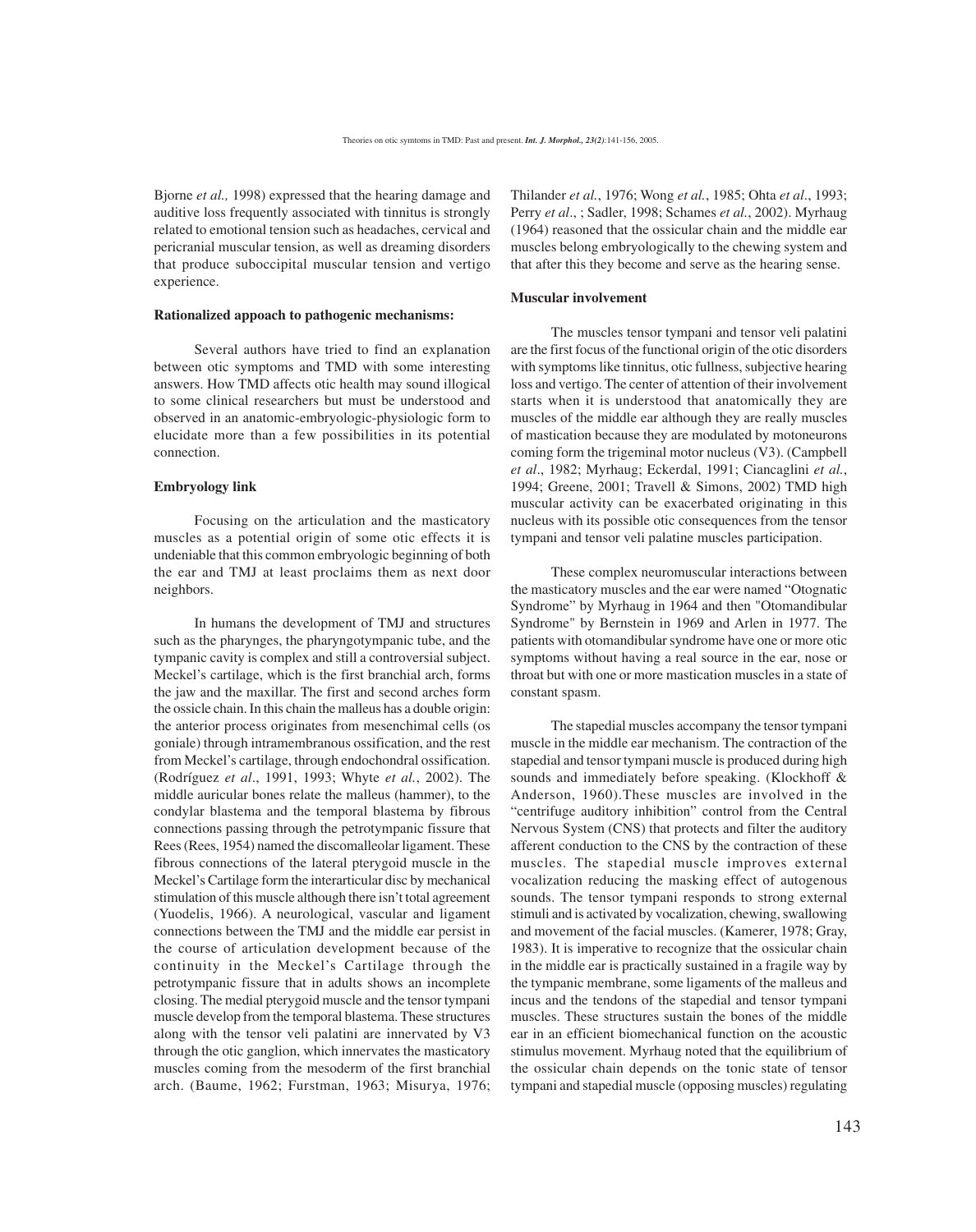Bjorne *et al.,* 1998) expressed that the hearing damage and auditive loss frequently associated with tinnitus is strongly related to emotional tension such as headaches, cervical and pericranial muscular tension, as well as dreaming disorders that produce suboccipital muscular tension and vertigo experience.

**Rationalized appoach to pathogenic mechanisms:**

Several authors have tried to find an explanation between otic symptoms and TMD with some interesting answers. How TMD affects otic health may sound illogical to some clinical researchers but must be understood and observed in an anatomic-embryologic-physiologic form to elucidate more than a few possibilities in its potential connection.

**Embryology link**

Focusing on the articulation and the masticatory muscles as a potential origin of some otic effects it is undeniable that this common embryologic beginning of both the ear and TMJ at least proclaims them as next door neighbors.

In humans the development of TMJ and structures such as the pharynges, the pharyngotympanic tube, and the tympanic cavity is complex and still a controversial subject. Meckel's cartilage, which is the first branchial arch, forms the jaw and the maxillar. The first and second arches form the ossicle chain. In this chain the malleus has a double origin: the anterior process originates from mesenchimal cells (os goniale) through intramembranous ossification, and the rest from Meckel's cartilage, through endochondral ossification. (Rodríguez *et al*., 1991, 1993; Whyte *et al.*, 2002). The middle auricular bones relate the malleus (hammer), to the condylar blastema and the temporal blastema by fibrous connections passing through the petrotympanic fissure that Rees (Rees, 1954) named the discomalleolar ligament. These fibrous connections of the lateral pterygoid muscle in the Meckel's Cartilage form the interarticular disc by mechanical stimulation of this muscle although there isn't total agreement (Yuodelis, 1966). A neurological, vascular and ligament connections between the TMJ and the middle ear persist in the course of articulation development because of the continuity in the Meckel's Cartilage through the petrotympanic fissure that in adults shows an incomplete closing. The medial pterygoid muscle and the tensor tympani muscle develop from the temporal blastema. These structures along with the tensor veli palatini are innervated by V3 through the otic ganglion, which innervates the masticatory muscles coming from the mesoderm of the first branchial arch. (Baume, 1962; Furstman, 1963; Misurya, 1976; Thilander *et al.*, 1976; Wong *et al.*, 1985; Ohta *et al*., 1993; Perry *et al*., ; Sadler, 1998; Schames *et al.*, 2002). Myrhaug (1964) reasoned that the ossicular chain and the middle ear muscles belong embryologically to the chewing system and that after this they become and serve as the hearing sense.

**Muscular involvement**

The muscles tensor tympani and tensor veli palatini are the first focus of the functional origin of the otic disorders with symptoms like tinnitus, otic fullness, subjective hearing loss and vertigo. The center of attention of their involvement starts when it is understood that anatomically they are muscles of the middle ear although they are really muscles of mastication because they are modulated by motoneurons coming form the trigeminal motor nucleus (V3). (Campbell *et al*., 1982; Myrhaug; Eckerdal, 1991; Ciancaglini *et al.*, 1994; Greene, 2001; Travell & Simons, 2002) TMD high muscular activity can be exacerbated originating in this nucleus with its possible otic consequences from the tensor tympani and tensor veli palatine muscles participation.

These complex neuromuscular interactions between the masticatory muscles and the ear were named "Otognatic Syndrome" by Myrhaug in 1964 and then "Otomandibular Syndrome" by Bernstein in 1969 and Arlen in 1977. The patients with otomandibular syndrome have one or more otic symptoms without having a real source in the ear, nose or throat but with one or more mastication muscles in a state of constant spasm.

The stapedial muscles accompany the tensor tympani muscle in the middle ear mechanism. The contraction of the stapedial and tensor tympani muscle is produced during high sounds and immediately before speaking. (Klockhoff & Anderson, 1960).These muscles are involved in the "centrifuge auditory inhibition" control from the Central Nervous System (CNS) that protects and filter the auditory afferent conduction to the CNS by the contraction of these muscles. The stapedial muscle improves external vocalization reducing the masking effect of autogenous sounds. The tensor tympani responds to strong external stimuli and is activated by vocalization, chewing, swallowing and movement of the facial muscles. (Kamerer, 1978; Gray, 1983). It is imperative to recognize that the ossicular chain in the middle ear is practically sustained in a fragile way by the tympanic membrane, some ligaments of the malleus and incus and the tendons of the stapedial and tensor tympani muscles. These structures sustain the bones of the middle ear in an efficient biomechanical function on the acoustic stimulus movement. Myrhaug noted that the equilibrium of the ossicular chain depends on the tonic state of tensor tympani and stapedial muscle (opposing muscles) regulating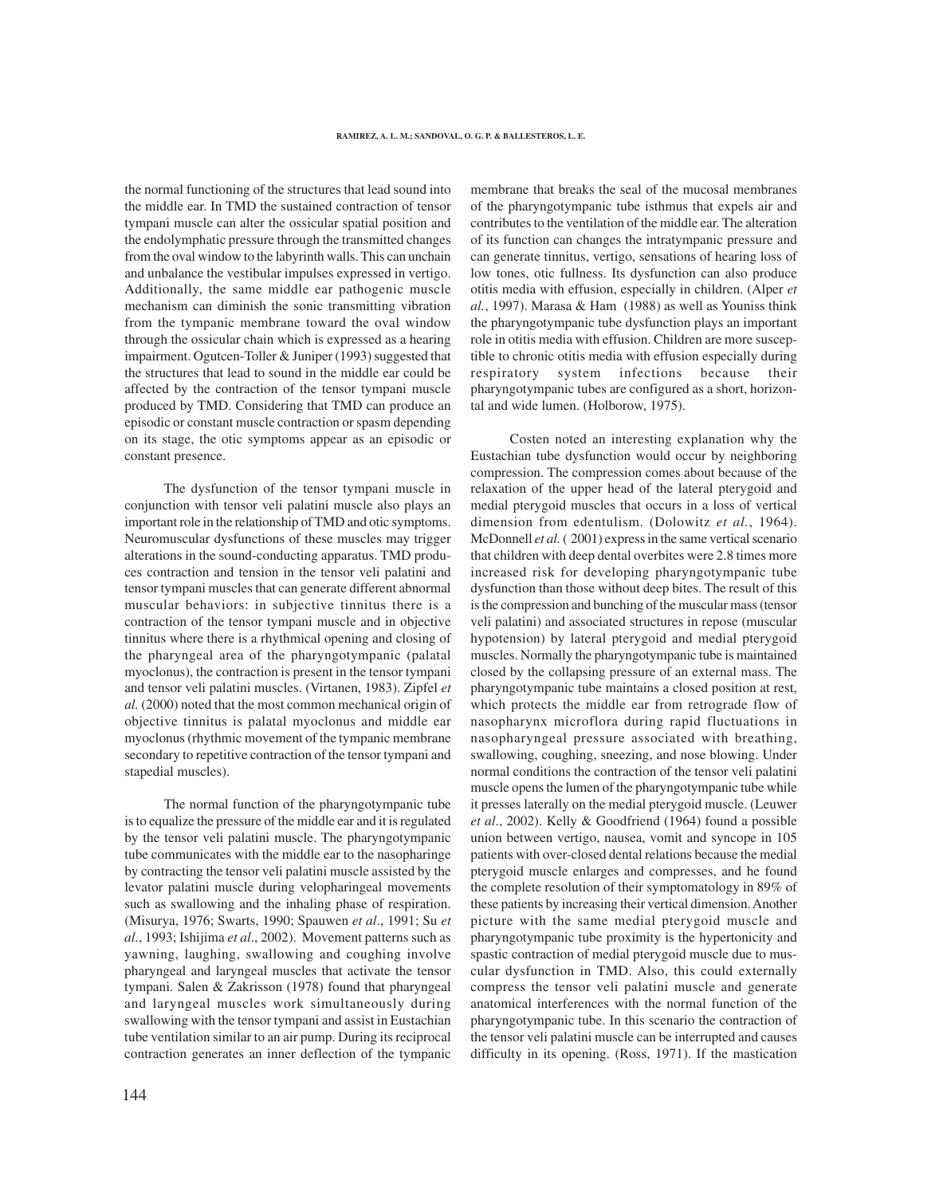the normal functioning of the structures that lead sound into the middle ear. In TMD the sustained contraction of tensor tympani muscle can alter the ossicular spatial position and the endolymphatic pressure through the transmitted changes from the oval window to the labyrinth walls. This can unchain and unbalance the vestibular impulses expressed in vertigo. Additionally, the same middle ear pathogenic muscle mechanism can diminish the sonic transmitting vibration from the tympanic membrane toward the oval window through the ossicular chain which is expressed as a hearing impairment. Ogutcen-Toller & Juniper (1993) suggested that the structures that lead to sound in the middle ear could be affected by the contraction of the tensor tympani muscle produced by TMD. Considering that TMD can produce an episodic or constant muscle contraction or spasm depending on its stage, the otic symptoms appear as an episodic or constant presence.

The dysfunction of the tensor tympani muscle in conjunction with tensor veli palatini muscle also plays an important role in the relationship of TMD and otic symptoms. Neuromuscular dysfunctions of these muscles may trigger alterations in the sound-conducting apparatus. TMD produces contraction and tension in the tensor veli palatini and tensor tympani muscles that can generate different abnormal muscular behaviors: in subjective tinnitus there is a contraction of the tensor tympani muscle and in objective tinnitus where there is a rhythmical opening and closing of the pharyngeal area of the pharyngotympanic (palatal myoclonus), the contraction is present in the tensor tympani and tensor veli palatini muscles. (Virtanen, 1983). Zipfel *et al.* (2000) noted that the most common mechanical origin of objective tinnitus is palatal myoclonus and middle ear myoclonus (rhythmic movement of the tympanic membrane secondary to repetitive contraction of the tensor tympani and stapedial muscles).

The normal function of the pharyngotympanic tube is to equalize the pressure of the middle ear and it is regulated by the tensor veli palatini muscle. The pharyngotympanic tube communicates with the middle ear to the nasopharinge by contracting the tensor veli palatini muscle assisted by the levator palatini muscle during velopharingeal movements such as swallowing and the inhaling phase of respiration. (Misurya, 1976; Swarts, 1990; Spauwen *et al*., 1991; Su *et al.*, 1993; Ishijima *et al*., 2002). Movement patterns such as yawning, laughing, swallowing and coughing involve pharyngeal and laryngeal muscles that activate the tensor tympani. Salen & Zakrisson (1978) found that pharyngeal and laryngeal muscles work simultaneously during swallowing with the tensor tympani and assist in Eustachian tube ventilation similar to an air pump. During its reciprocal contraction generates an inner deflection of the tympanic membrane that breaks the seal of the mucosal membranes of the pharyngotympanic tube isthmus that expels air and contributes to the ventilation of the middle ear. The alteration of its function can changes the intratympanic pressure and can generate tinnitus, vertigo, sensations of hearing loss of low tones, otic fullness. Its dysfunction can also produce otitis media with effusion, especially in children. (Alper *et al.*, 1997). Marasa & Ham (1988) as well as Youniss think the pharyngotympanic tube dysfunction plays an important role in otitis media with effusion. Children are more susceptible to chronic otitis media with effusion especially during respiratory system infections because their pharyngotympanic tubes are configured as a short, horizontal and wide lumen. (Holborow, 1975).

Costen noted an interesting explanation why the Eustachian tube dysfunction would occur by neighboring compression. The compression comes about because of the relaxation of the upper head of the lateral pterygoid and medial pterygoid muscles that occurs in a loss of vertical dimension from edentulism. (Dolowitz *et al.*, 1964). McDonnell *et al.* ( 2001) express in the same vertical scenario that children with deep dental overbites were 2.8 times more increased risk for developing pharyngotympanic tube dysfunction than those without deep bites. The result of this is the compression and bunching of the muscular mass (tensor veli palatini) and associated structures in repose (muscular hypotension) by lateral pterygoid and medial pterygoid muscles. Normally the pharyngotympanic tube is maintained closed by the collapsing pressure of an external mass. The pharyngotympanic tube maintains a closed position at rest, which protects the middle ear from retrograde flow of nasopharynx microflora during rapid fluctuations in nasopharyngeal pressure associated with breathing, swallowing, coughing, sneezing, and nose blowing. Under normal conditions the contraction of the tensor veli palatini muscle opens the lumen of the pharyngotympanic tube while it presses laterally on the medial pterygoid muscle. (Leuwer *et al*., 2002). Kelly & Goodfriend (1964) found a possible union between vertigo, nausea, vomit and syncope in 105 patients with over-closed dental relations because the medial pterygoid muscle enlarges and compresses, and he found the complete resolution of their symptomatology in 89% of these patients by increasing their vertical dimension. Another picture with the same medial pterygoid muscle and pharyngotympanic tube proximity is the hypertonicity and spastic contraction of medial pterygoid muscle due to muscular dysfunction in TMD. Also, this could externally compress the tensor veli palatini muscle and generate anatomical interferences with the normal function of the pharyngotympanic tube. In this scenario the contraction of the tensor veli palatini muscle can be interrupted and causes difficulty in its opening. (Ross, 1971). If the mastication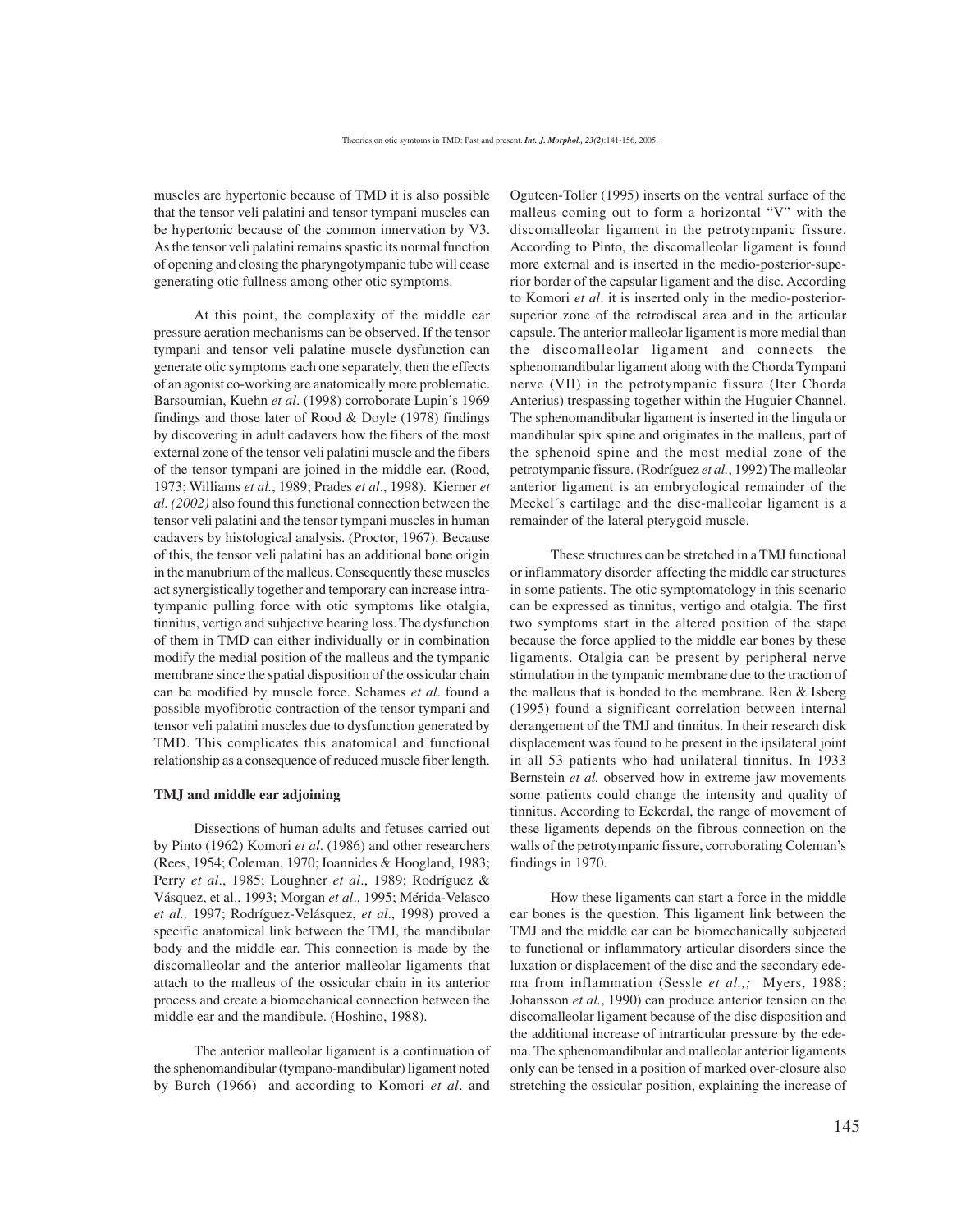muscles are hypertonic because of TMD it is also possible that the tensor veli palatini and tensor tympani muscles can be hypertonic because of the common innervation by V3. As the tensor veli palatini remains spastic its normal function of opening and closing the pharyngotympanic tube will cease generating otic fullness among other otic symptoms.

At this point, the complexity of the middle ear pressure aeration mechanisms can be observed. If the tensor tympani and tensor veli palatine muscle dysfunction can generate otic symptoms each one separately, then the effects of an agonist co-working are anatomically more problematic. Barsoumian, Kuehn *et al*. (1998) corroborate Lupin's 1969 findings and those later of Rood & Doyle (1978) findings by discovering in adult cadavers how the fibers of the most external zone of the tensor veli palatini muscle and the fibers of the tensor tympani are joined in the middle ear. (Rood, 1973; Williams *et al.*, 1989; Prades *et al*., 1998). Kierner *et al. (2002)* also found this functional connection between the tensor veli palatini and the tensor tympani muscles in human cadavers by histological analysis. (Proctor, 1967). Because of this, the tensor veli palatini has an additional bone origin in the manubrium of the malleus. Consequently these muscles act synergistically together and temporary can increase intra-tympanic pulling force with otic symptoms like otalgia, tinnitus, vertigo and subjective hearing loss. The dysfunction of them in TMD can either individually or in combination modify the medial position of the malleus and the tympanic membrane since the spatial disposition of the ossicular chain can be modified by muscle force. Schames *et al*. found a possible myofibrotic contraction of the tensor tympani and tensor veli palatini muscles due to dysfunction generated by TMD. This complicates this anatomical and functional relationship as a consequence of reduced muscle fiber length.

**TMJ and middle ear adjoining**

Dissections of human adults and fetuses carried out by Pinto (1962) Komori *et al*. (1986) and other researchers (Rees, 1954; Coleman, 1970; Ioannides & Hoogland, 1983; Perry *et al*., 1985; Loughner *et al*., 1989; Rodríguez & Vásquez, et al., 1993; Morgan *et al*., 1995; Mérida-Velasco *et al.,* 1997; Rodríguez-Velásquez, *et al*., 1998) proved a specific anatomical link between the TMJ, the mandibular body and the middle ear. This connection is made by the discomalleolar and the anterior malleolar ligaments that attach to the malleus of the ossicular chain in its anterior process and create a biomechanical connection between the middle ear and the mandibule. (Hoshino, 1988).

The anterior malleolar ligament is a continuation of the sphenomandibular (tympano-mandibular) ligament noted by Burch (1966) and according to Komori *et al*. and Ogutcen-Toller (1995) inserts on the ventral surface of the malleus coming out to form a horizontal "V" with the discomalleolar ligament in the petrotympanic fissure. According to Pinto, the discomalleolar ligament is found more external and is inserted in the medio-posterior-superior border of the capsular ligament and the disc. According to Komori *et al*. it is inserted only in the medio-posterior-superior zone of the retrodiscal area and in the articular capsule. The anterior malleolar ligament is more medial than the discomalleolar ligament and connects the sphenomandibular ligament along with the Chorda Tympani nerve (VII) in the petrotympanic fissure (Iter Chorda Anterius) trespassing together within the Huguier Channel. The sphenomandibular ligament is inserted in the lingula or mandibular spix spine and originates in the malleus, part of the sphenoid spine and the most medial zone of the petrotympanic fissure. (Rodríguez *et al.*, 1992) The malleolar anterior ligament is an embryological remainder of the Meckel´s cartilage and the disc-malleolar ligament is a remainder of the lateral pterygoid muscle.

These structures can be stretched in a TMJ functional or inflammatory disorder affecting the middle ear structures in some patients. The otic symptomatology in this scenario can be expressed as tinnitus, vertigo and otalgia. The first two symptoms start in the altered position of the stape because the force applied to the middle ear bones by these ligaments. Otalgia can be present by peripheral nerve stimulation in the tympanic membrane due to the traction of the malleus that is bonded to the membrane. Ren & Isberg (1995) found a significant correlation between internal derangement of the TMJ and tinnitus. In their research disk displacement was found to be present in the ipsilateral joint in all 53 patients who had unilateral tinnitus. In 1933 Bernstein *et al.* observed how in extreme jaw movements some patients could change the intensity and quality of tinnitus. According to Eckerdal, the range of movement of these ligaments depends on the fibrous connection on the walls of the petrotympanic fissure, corroborating Coleman's findings in 1970.

How these ligaments can start a force in the middle ear bones is the question. This ligament link between the TMJ and the middle ear can be biomechanically subjected to functional or inflammatory articular disorders since the luxation or displacement of the disc and the secondary edema from inflammation (Sessle *et al.,;* Myers, 1988; Johansson *et al.*, 1990) can produce anterior tension on the discomalleolar ligament because of the disc disposition and the additional increase of intrarticular pressure by the edema. The sphenomandibular and malleolar anterior ligaments only can be tensed in a position of marked over-closure also stretching the ossicular position, explaining the increase of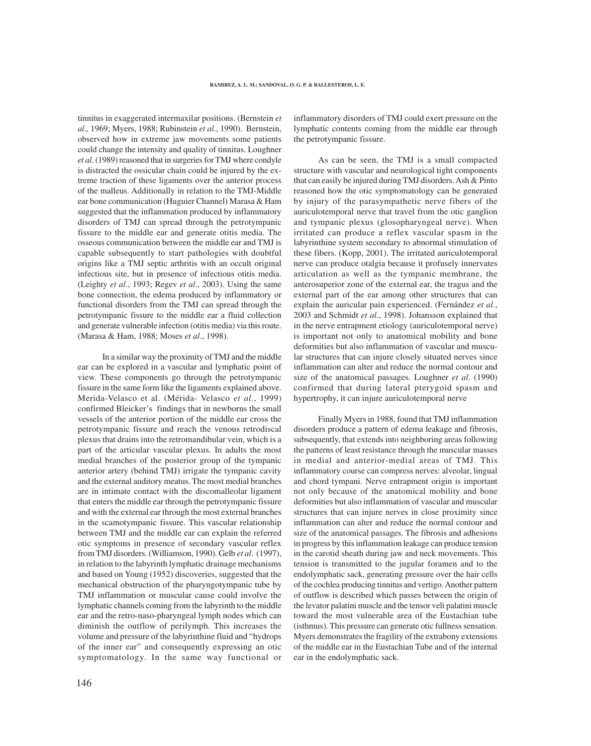tinnitus in exaggerated intermaxilar positions. (Bernstein *et al.,* 1969; Myers, 1988; Rubinstein *et al*., 1990). Bernstein, observed how in extreme jaw movements some patients could change the intensity and quality of tinnitus. Loughner *et al.* (1989) reasoned that in surgeries for TMJ where condyle is distracted the ossicular chain could be injured by the extreme traction of these ligaments over the anterior process of the malleus. Additionally in relation to the TMJ-Middle ear bone communication (Huguier Channel) Marasa & Ham suggested that the inflammation produced by inflammatory disorders of TMJ can spread through the petrotympanic fissure to the middle ear and generate otitis media. The osseous communication between the middle ear and TMJ is capable subsequently to start pathologies with doubtful origins like a TMJ septic arthritis with an occult original infectious site, but in presence of infectious otitis media. (Leighty *et al*., 1993; Regev *et al*., 2003). Using the same bone connection, the edema produced by inflammatory or functional disorders from the TMJ can spread through the petrotympanic fissure to the middle ear a fluid collection and generate vulnerable infection (otitis media) via this route. (Marasa & Ham, 1988; Moses *et al*., 1998).

In a similar way the proximity of TMJ and the middle ear can be explored in a vascular and lymphatic point of view. These components go through the petrotympanic fissure in the same form like the ligaments explained above. Merida-Velasco et al. (Mérida- Velasco *et al.*, 1999) confirmed Bleicker's findings that in newborns the small vessels of the anterior portion of the middle ear cross the petrotympanic fissure and reach the venous retrodiscal plexus that drains into the retromandibular vein, which is a part of the articular vascular plexus. In adults the most medial branches of the posterior group of the tympanic anterior artery (behind TMJ) irrigate the tympanic cavity and the external auditory meatus. The most medial branches are in intimate contact with the discomalleolar ligament that enters the middle ear through the petrotympanic fissure and with the external ear through the most external branches in the scamotympanic fissure. This vascular relationship between TMJ and the middle ear can explain the referred otic symptoms in presence of secondary vascular reflex from TMJ disorders. (Williamson, 1990). Gelb *et al.* (1997), in relation to the labyrinth lymphatic drainage mechanisms and based on Young (1952) discoveries, suggested that the mechanical obstruction of the pharyngotympanic tube by TMJ inflammation or muscular cause could involve the lymphatic channels coming from the labyrinth to the middle ear and the retro-naso-pharyngeal lymph nodes which can diminish the outflow of perilymph. This increases the volume and pressure of the labyrinthine fluid and "hydrops of the inner ear" and consequently expressing an otic symptomatology. In the same way functional or inflammatory disorders of TMJ could exert pressure on the lymphatic contents coming from the middle ear through the petrotympanic fissure.

As can be seen, the TMJ is a small compacted structure with vascular and neurological tight components that can easily be injured during TMJ disorders. Ash & Pinto reasoned how the otic symptomatology can be generated by injury of the parasympathetic nerve fibers of the auriculotemporal nerve that travel from the otic ganglion and tympanic plexus (glosopharyngeal nerve). When irritated can produce a reflex vascular spasm in the labyrinthine system secondary to abnormal stimulation of these fibers. (Kopp, 2001). The irritated auriculotemporal nerve can produce otalgia because it profusely innervates articulation as well as the tympanic membrane, the anterosuperior zone of the external ear, the tragus and the external part of the ear among other structures that can explain the auricular pain experienced. (Fernández *et al*., 2003 and Schmidt *et al*., 1998). Johansson explained that in the nerve entrapment etiology (auriculotemporal nerve) is important not only to anatomical mobility and bone deformities but also inflammation of vascular and muscular structures that can injure closely situated nerves since inflammation can alter and reduce the normal contour and size of the anatomical passages. Loughner *et al*. (1990) confirmed that during lateral pterygoid spasm and hypertrophy, it can injure auriculotemporal nerve

Finally Myers in 1988, found that TMJ inflammation disorders produce a pattern of edema leakage and fibrosis, subsequently, that extends into neighboring areas following the patterns of least resistance through the muscular masses in medial and anterior-medial areas of TMJ. This inflammatory course can compress nerves: alveolar, lingual and chord tympani. Nerve entrapment origin is important not only because of the anatomical mobility and bone deformities but also inflammation of vascular and muscular structures that can injure nerves in close proximity since inflammation can alter and reduce the normal contour and size of the anatomical passages. The fibrosis and adhesions in progress by this inflammation leakage can produce tension in the carotid sheath during jaw and neck movements. This tension is transmitted to the jugular foramen and to the endolymphatic sack, generating pressure over the hair cells of the cochlea producing tinnitus and vertigo. Another pattern of outflow is described which passes between the origin of the levator palatini muscle and the tensor veli palatini muscle toward the most vulnerable area of the Eustachian tube (isthmus). This pressure can generate otic fullness sensation. Myers demonstrates the fragility of the extrabony extensions of the middle ear in the Eustachian Tube and of the internal ear in the endolymphatic sack.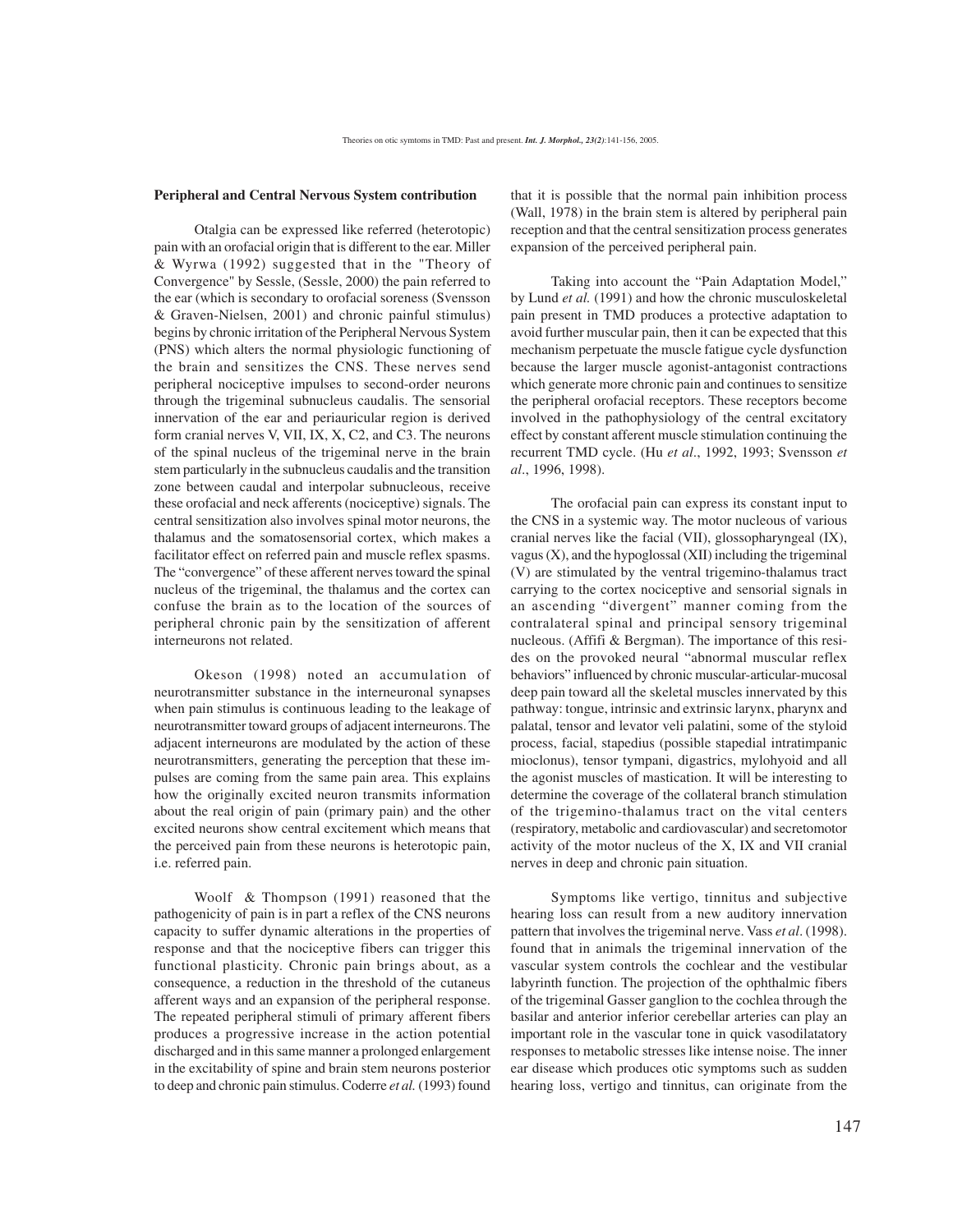**Peripheral and Central Nervous System contribution**

Otalgia can be expressed like referred (heterotopic) pain with an orofacial origin that is different to the ear. Miller & Wyrwa (1992) suggested that in the "Theory of Convergence" by Sessle, (Sessle, 2000) the pain referred to the ear (which is secondary to orofacial soreness (Svensson & Graven-Nielsen, 2001) and chronic painful stimulus) begins by chronic irritation of the Peripheral Nervous System (PNS) which alters the normal physiologic functioning of the brain and sensitizes the CNS. These nerves send peripheral nociceptive impulses to second-order neurons through the trigeminal subnucleus caudalis. The sensorial innervation of the ear and periauricular region is derived form cranial nerves V, VII, IX, X, C2, and C3. The neurons of the spinal nucleus of the trigeminal nerve in the brain stem particularly in the subnucleus caudalis and the transition zone between caudal and interpolar subnucleous, receive these orofacial and neck afferents (nociceptive) signals. The central sensitization also involves spinal motor neurons, the thalamus and the somatosensorial cortex, which makes a facilitator effect on referred pain and muscle reflex spasms. The "convergence" of these afferent nerves toward the spinal nucleus of the trigeminal, the thalamus and the cortex can confuse the brain as to the location of the sources of peripheral chronic pain by the sensitization of afferent interneurons not related.

Okeson (1998) noted an accumulation of neurotransmitter substance in the interneuronal synapses when pain stimulus is continuous leading to the leakage of neurotransmitter toward groups of adjacent interneurons. The adjacent interneurons are modulated by the action of these neurotransmitters, generating the perception that these impulses are coming from the same pain area. This explains how the originally excited neuron transmits information about the real origin of pain (primary pain) and the other excited neurons show central excitement which means that the perceived pain from these neurons is heterotopic pain, i.e. referred pain.

Woolf & Thompson (1991) reasoned that the pathogenicity of pain is in part a reflex of the CNS neurons capacity to suffer dynamic alterations in the properties of response and that the nociceptive fibers can trigger this functional plasticity. Chronic pain brings about, as a consequence, a reduction in the threshold of the cutaneus afferent ways and an expansion of the peripheral response. The repeated peripheral stimuli of primary afferent fibers produces a progressive increase in the action potential discharged and in this same manner a prolonged enlargement in the excitability of spine and brain stem neurons posterior to deep and chronic pain stimulus. Coderre *et al.* (1993) found that it is possible that the normal pain inhibition process (Wall, 1978) in the brain stem is altered by peripheral pain reception and that the central sensitization process generates expansion of the perceived peripheral pain.

Taking into account the "Pain Adaptation Model," by Lund *et al.* (1991) and how the chronic musculoskeletal pain present in TMD produces a protective adaptation to avoid further muscular pain, then it can be expected that this mechanism perpetuate the muscle fatigue cycle dysfunction because the larger muscle agonist-antagonist contractions which generate more chronic pain and continues to sensitize the peripheral orofacial receptors. These receptors become involved in the pathophysiology of the central excitatory effect by constant afferent muscle stimulation continuing the recurrent TMD cycle. (Hu *et al*., 1992, 1993; Svensson *et al*., 1996, 1998).

The orofacial pain can express its constant input to the CNS in a systemic way. The motor nucleous of various cranial nerves like the facial (VII), glossopharyngeal (IX), vagus (X), and the hypoglossal (XII) including the trigeminal (V) are stimulated by the ventral trigemino-thalamus tract carrying to the cortex nociceptive and sensorial signals in an ascending "divergent" manner coming from the contralateral spinal and principal sensory trigeminal nucleous. (Affifi & Bergman). The importance of this resides on the provoked neural "abnormal muscular reflex behaviors" influenced by chronic muscular-articular-mucosal deep pain toward all the skeletal muscles innervated by this pathway: tongue, intrinsic and extrinsic larynx, pharynx and palatal, tensor and levator veli palatini, some of the styloid process, facial, stapedius (possible stapedial intratimpanic mioclonus), tensor tympani, digastrics, mylohyoid and all the agonist muscles of mastication. It will be interesting to determine the coverage of the collateral branch stimulation of the trigemino-thalamus tract on the vital centers (respiratory, metabolic and cardiovascular) and secretomotor activity of the motor nucleus of the X, IX and VII cranial nerves in deep and chronic pain situation.

Symptoms like vertigo, tinnitus and subjective hearing loss can result from a new auditory innervation pattern that involves the trigeminal nerve. Vass *et al*. (1998). found that in animals the trigeminal innervation of the vascular system controls the cochlear and the vestibular labyrinth function. The projection of the ophthalmic fibers of the trigeminal Gasser ganglion to the cochlea through the basilar and anterior inferior cerebellar arteries can play an important role in the vascular tone in quick vasodilatatory responses to metabolic stresses like intense noise. The inner ear disease which produces otic symptoms such as sudden hearing loss, vertigo and tinnitus, can originate from the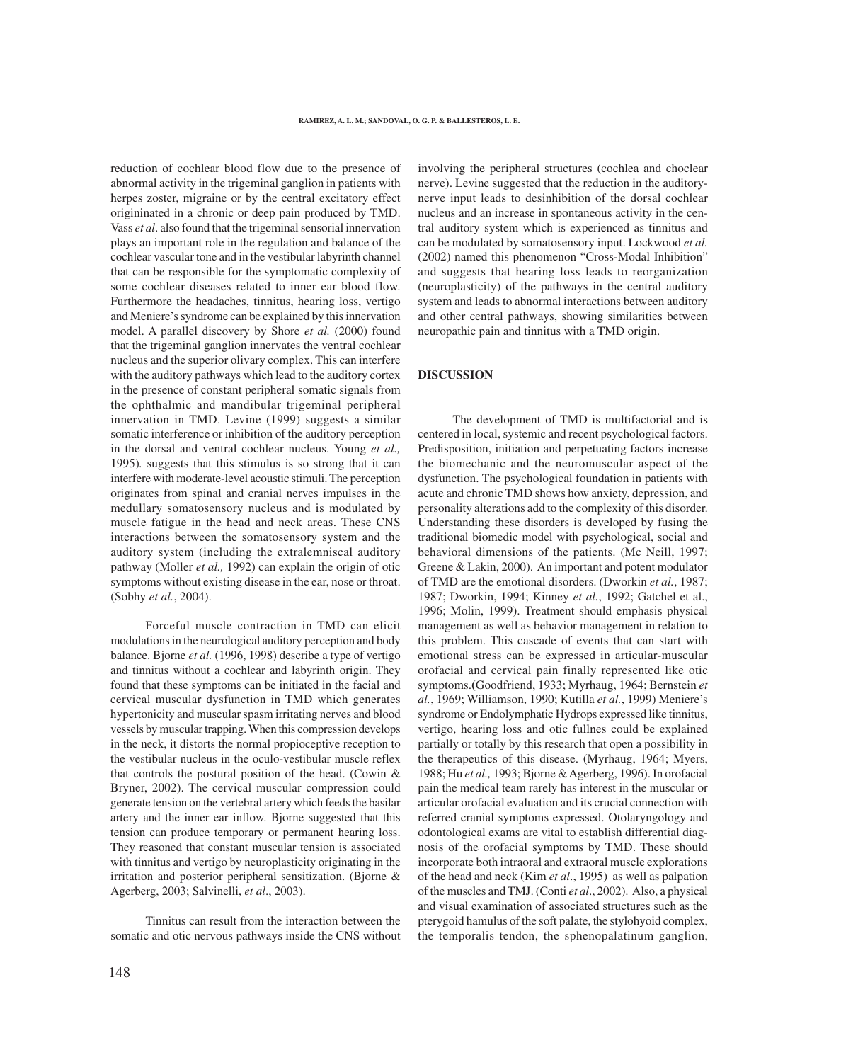reduction of cochlear blood flow due to the presence of abnormal activity in the trigeminal ganglion in patients with herpes zoster, migraine or by the central excitatory effect origininated in a chronic or deep pain produced by TMD. Vass *et al*. also found that the trigeminal sensorial innervation plays an important role in the regulation and balance of the cochlear vascular tone and in the vestibular labyrinth channel that can be responsible for the symptomatic complexity of some cochlear diseases related to inner ear blood flow. Furthermore the headaches, tinnitus, hearing loss, vertigo and Meniere's syndrome can be explained by this innervation model. A parallel discovery by Shore *et al.* (2000) found that the trigeminal ganglion innervates the ventral cochlear nucleus and the superior olivary complex. This can interfere with the auditory pathways which lead to the auditory cortex in the presence of constant peripheral somatic signals from the ophthalmic and mandibular trigeminal peripheral innervation in TMD. Levine (1999) suggests a similar somatic interference or inhibition of the auditory perception in the dorsal and ventral cochlear nucleus. Young *et al.,* 1995). suggests that this stimulus is so strong that it can interfere with moderate-level acoustic stimuli. The perception originates from spinal and cranial nerves impulses in the medullary somatosensory nucleus and is modulated by muscle fatigue in the head and neck areas. These CNS interactions between the somatosensory system and the auditory system (including the extralemniscal auditory pathway (Moller *et al.,* 1992) can explain the origin of otic symptoms without existing disease in the ear, nose or throat. (Sobhy *et al.*, 2004).

Forceful muscle contraction in TMD can elicit modulations in the neurological auditory perception and body balance. Bjorne *et al.* (1996, 1998) describe a type of vertigo and tinnitus without a cochlear and labyrinth origin. They found that these symptoms can be initiated in the facial and cervical muscular dysfunction in TMD which generates hypertonicity and muscular spasm irritating nerves and blood vessels by muscular trapping. When this compression develops in the neck, it distorts the normal propioceptive reception to the vestibular nucleus in the oculo-vestibular muscle reflex that controls the postural position of the head. (Cowin & Bryner, 2002). The cervical muscular compression could generate tension on the vertebral artery which feeds the basilar artery and the inner ear inflow. Bjorne suggested that this tension can produce temporary or permanent hearing loss. They reasoned that constant muscular tension is associated with tinnitus and vertigo by neuroplasticity originating in the irritation and posterior peripheral sensitization. (Bjorne & Agerberg, 2003; Salvinelli, *et al*., 2003).

Tinnitus can result from the interaction between the somatic and otic nervous pathways inside the CNS without involving the peripheral structures (cochlea and choclear nerve). Levine suggested that the reduction in the auditory-nerve input leads to desinhibition of the dorsal cochlear nucleus and an increase in spontaneous activity in the central auditory system which is experienced as tinnitus and can be modulated by somatosensory input. Lockwood *et al.* (2002) named this phenomenon "Cross-Modal Inhibition" and suggests that hearing loss leads to reorganization (neuroplasticity) of the pathways in the central auditory system and leads to abnormal interactions between auditory and other central pathways, showing similarities between neuropathic pain and tinnitus with a TMD origin.

## DISCUSSION

The development of TMD is multifactorial and is centered in local, systemic and recent psychological factors. Predisposition, initiation and perpetuating factors increase the biomechanic and the neuromuscular aspect of the dysfunction. The psychological foundation in patients with acute and chronic TMD shows how anxiety, depression, and personality alterations add to the complexity of this disorder. Understanding these disorders is developed by fusing the traditional biomedic model with psychological, social and behavioral dimensions of the patients. (Mc Neill, 1997; Greene & Lakin, 2000). An important and potent modulator of TMD are the emotional disorders. (Dworkin *et al.*, 1987; 1987; Dworkin, 1994; Kinney *et al.*, 1992; Gatchel et al., 1996; Molin, 1999). Treatment should emphasis physical management as well as behavior management in relation to this problem. This cascade of events that can start with emotional stress can be expressed in articular-muscular orofacial and cervical pain finally represented like otic symptoms.(Goodfriend, 1933; Myrhaug, 1964; Bernstein *et al.*, 1969; Williamson, 1990; Kutilla *et al.*, 1999) Meniere's syndrome or Endolymphatic Hydrops expressed like tinnitus, vertigo, hearing loss and otic fullnes could be explained partially or totally by this research that open a possibility in the therapeutics of this disease. (Myrhaug, 1964; Myers, 1988; Hu *et al.,* 1993; Bjorne & Agerberg, 1996). In orofacial pain the medical team rarely has interest in the muscular or articular orofacial evaluation and its crucial connection with referred cranial symptoms expressed. Otolaryngology and odontological exams are vital to establish differential diagnosis of the orofacial symptoms by TMD. These should incorporate both intraoral and extraoral muscle explorations of the head and neck (Kim *et al*., 1995) as well as palpation of the muscles and TMJ. (Conti *et al*., 2002). Also, a physical and visual examination of associated structures such as the pterygoid hamulus of the soft palate, the stylohyoid complex, the temporalis tendon, the sphenopalatinum ganglion,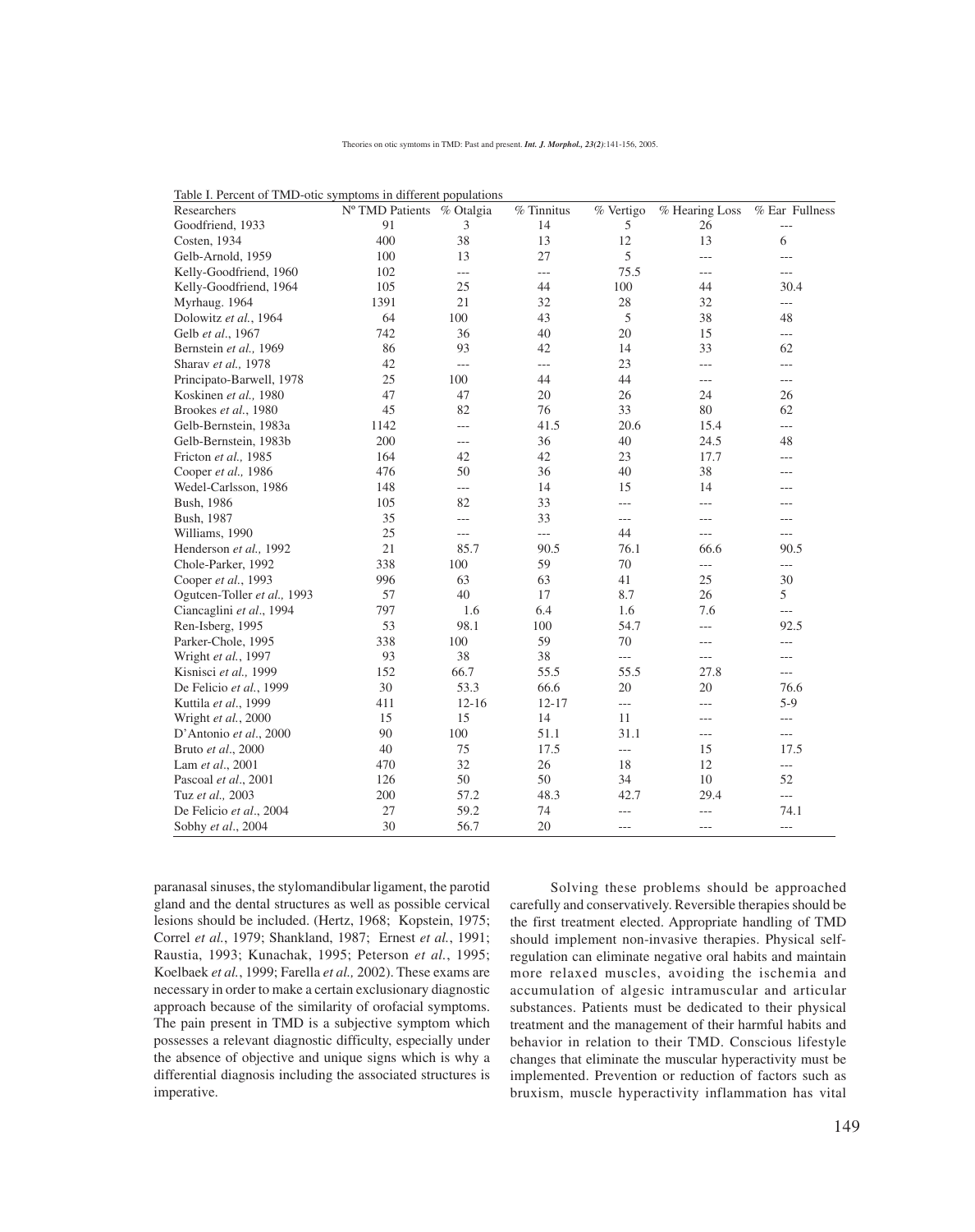Table I. Percent of TMD-otic symptoms in different populations

| Researchers | Nº TMD Patients | % Otalgia | % Tinnitus | % Vertigo | % Hearing Loss | % Ear Fullness |
|---|---|---|---|---|---|---|
| Goodfriend, 1933 | 91 | 3 | 14 | 5 | 26 | --- |
| Costen, 1934 | 400 | 38 | 13 | 12 | 13 | 6 |
| Gelb-Arnold, 1959 | 100 | 13 | 27 | 5 | --- | --- |
| Kelly-Goodfriend, 1960 | 102 | --- | --- | 75.5 | --- | --- |
| Kelly-Goodfriend, 1964 | 105 | 25 | 44 | 100 | 44 | 30.4 |
| Myrhaug. 1964 | 1391 | 21 | 32 | 28 | 32 | --- |
| Dolowitz *et al.*, 1964 | 64 | 100 | 43 | 5 | 38 | 48 |
| Gelb *et al.*, 1967 | 742 | 36 | 40 | 20 | 15 | --- |
| Bernstein *et al.,* 1969 | 86 | 93 | 42 | 14 | 33 | 62 |
| Sharav *et al.,* 1978 | 42 | --- | --- | 23 | --- | --- |
| Principato-Barwell, 1978 | 25 | 100 | 44 | 44 | --- | --- |
| Koskinen *et al.,* 1980 | 47 | 47 | 20 | 26 | 24 | 26 |
| Brookes *et al.*, 1980 | 45 | 82 | 76 | 33 | 80 | 62 |
| Gelb-Bernstein, 1983a | 1142 | --- | 41.5 | 20.6 | 15.4 | --- |
| Gelb-Bernstein, 1983b | 200 | --- | 36 | 40 | 24.5 | 48 |
| Fricton *et al.,* 1985 | 164 | 42 | 42 | 23 | 17.7 | --- |
| Cooper *et al.,* 1986 | 476 | 50 | 36 | 40 | 38 | --- |
| Wedel-Carlsson, 1986 | 148 | --- | 14 | 15 | 14 | --- |
| Bush, 1986 | 105 | 82 | 33 | --- | --- | --- |
| Bush, 1987 | 35 | --- | 33 | --- | --- | --- |
| Williams, 1990 | 25 | --- | --- | 44 | --- | --- |
| Henderson *et al.,* 1992 | 21 | 85.7 | 90.5 | 76.1 | 66.6 | 90.5 |
| Chole-Parker, 1992 | 338 | 100 | 59 | 70 | --- | --- |
| Cooper *et al.*, 1993 | 996 | 63 | 63 | 41 | 25 | 30 |
| Ogutcen-Toller *et al.,* 1993 | 57 | 40 | 17 | 8.7 | 26 | 5 |
| Ciancaglini *et al*., 1994 | 797 | 1.6 | 6.4 | 1.6 | 7.6 | --- |
| Ren-Isberg, 1995 | 53 | 98.1 | 100 | 54.7 | --- | 92.5 |
| Parker-Chole, 1995 | 338 | 100 | 59 | 70 | --- | --- |
| Wright *et al.*, 1997 | 93 | 38 | 38 | --- | --- | --- |
| Kisnisci *et al.,* 1999 | 152 | 66.7 | 55.5 | 55.5 | 27.8 | --- |
| De Felicio *et al.*, 1999 | 30 | 53.3 | 66.6 | 20 | 20 | 76.6 |
| Kuttila *et al*., 1999 | 411 | 12-16 | 12-17 | --- | --- | 5-9 |
| Wright *et al.*, 2000 | 15 | 15 | 14 | 11 | --- | --- |
| D'Antonio *et al*., 2000 | 90 | 100 | 51.1 | 31.1 | --- | --- |
| Bruto *et al*., 2000 | 40 | 75 | 17.5 | --- | 15 | 17.5 |
| Lam *et al*., 2001 | 470 | 32 | 26 | 18 | 12 | --- |
| Pascoal *et al*., 2001 | 126 | 50 | 50 | 34 | 10 | 52 |
| Tuz *et al.,* 2003 | 200 | 57.2 | 48.3 | 42.7 | 29.4 | --- |
| De Felicio *et al*., 2004 | 27 | 59.2 | 74 | --- | --- | 74.1 |
| Sobhy *et al*., 2004 | 30 | 56.7 | 20 | --- | --- | --- |

paranasal sinuses, the stylomandibular ligament, the parotid gland and the dental structures as well as possible cervical lesions should be included. (Hertz, 1968; Kopstein, 1975; Correl *et al.*, 1979; Shankland, 1987; Ernest *et al.*, 1991; Raustia, 1993; Kunachak, 1995; Peterson *et al.*, 1995; Koelbaek *et al.*, 1999; Farella *et al.,* 2002). These exams are necessary in order to make a certain exclusionary diagnostic approach because of the similarity of orofacial symptoms. The pain present in TMD is a subjective symptom which possesses a relevant diagnostic difficulty, especially under the absence of objective and unique signs which is why a differential diagnosis including the associated structures is imperative.

Solving these problems should be approached carefully and conservatively. Reversible therapies should be the first treatment elected. Appropriate handling of TMD should implement non-invasive therapies. Physical self-regulation can eliminate negative oral habits and maintain more relaxed muscles, avoiding the ischemia and accumulation of algesic intramuscular and articular substances. Patients must be dedicated to their physical treatment and the management of their harmful habits and behavior in relation to their TMD. Conscious lifestyle changes that eliminate the muscular hyperactivity must be implemented. Prevention or reduction of factors such as bruxism, muscle hyperactivity inflammation has vital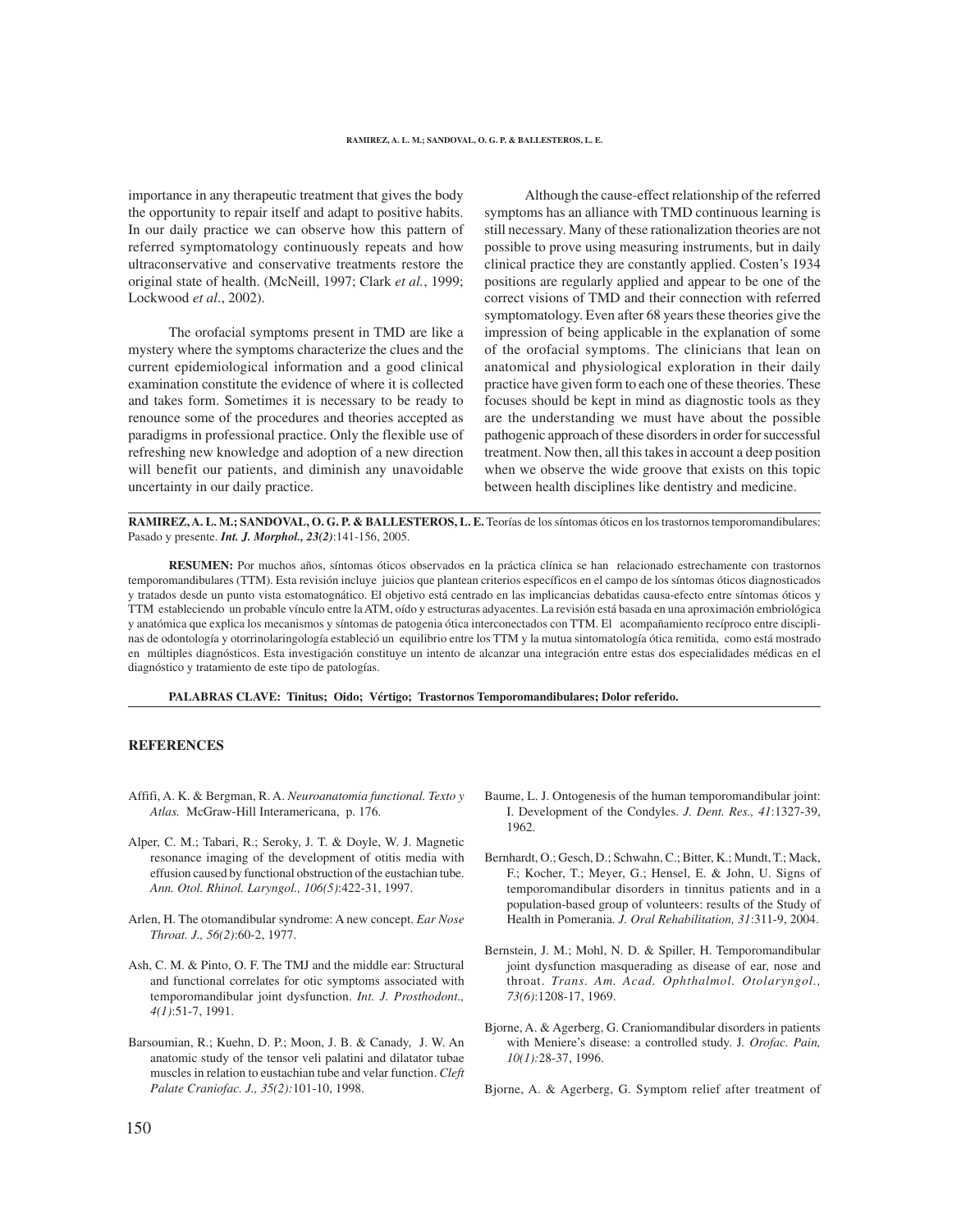importance in any therapeutic treatment that gives the body the opportunity to repair itself and adapt to positive habits. In our daily practice we can observe how this pattern of referred symptomatology continuously repeats and how ultraconservative and conservative treatments restore the original state of health. (McNeill, 1997; Clark *et al.*, 1999; Lockwood *et al*., 2002).

The orofacial symptoms present in TMD are like a mystery where the symptoms characterize the clues and the current epidemiological information and a good clinical examination constitute the evidence of where it is collected and takes form. Sometimes it is necessary to be ready to renounce some of the procedures and theories accepted as paradigms in professional practice. Only the flexible use of refreshing new knowledge and adoption of a new direction will benefit our patients, and diminish any unavoidable uncertainty in our daily practice.

Although the cause-effect relationship of the referred symptoms has an alliance with TMD continuous learning is still necessary. Many of these rationalization theories are not possible to prove using measuring instruments, but in daily clinical practice they are constantly applied. Costen's 1934 positions are regularly applied and appear to be one of the correct visions of TMD and their connection with referred symptomatology. Even after 68 years these theories give the impression of being applicable in the explanation of some of the orofacial symptoms. The clinicians that lean on anatomical and physiological exploration in their daily practice have given form to each one of these theories. These focuses should be kept in mind as diagnostic tools as they are the understanding we must have about the possible pathogenic approach of these disorders in order for successful treatment. Now then, all this takes in account a deep position when we observe the wide groove that exists on this topic between health disciplines like dentistry and medicine.

---

**RAMIREZ, A. L. M.; SANDOVAL, O. G. P. & BALLESTEROS, L. E.** Teorías de los síntomas óticos en los trastornos temporomandibulares: Pasado y presente. ***Int. J. Morphol., 23(2)***:141-156, 2005.

**RESUMEN:** Por muchos años, síntomas óticos observados en la práctica clínica se han relacionado estrechamente con trastornos temporomandibulares (TTM). Esta revisión incluye juicios que plantean criterios específicos en el campo de los síntomas óticos diagnosticados y tratados desde un punto vista estomatognático. El objetivo está centrado en las implicancias debatidas causa-efecto entre síntomas óticos y TTM estableciendo un probable vínculo entre la ATM, oído y estructuras adyacentes. La revisión está basada en una aproximación embriológica y anatómica que explica los mecanismos y síntomas de patogenia ótica interconectados con TTM. El acompañamiento recíproco entre disciplinas de odontología y otorrinolaringología estableció un equilibrio entre los TTM y la mutua sintomatología ótica remitida, como está mostrado en múltiples diagnósticos. Esta investigación constituye un intento de alcanzar una integración entre estas dos especialidades médicas en el diagnóstico y tratamiento de este tipo de patologías.

**PALABRAS CLAVE: Tinitus; Oido; Vértigo; Trastornos Temporomandibulares; Dolor referido.**

---

## REFERENCES

Affifi, A. K. & Bergman, R. A. *Neuroanatomia functional. Texto y Atlas.* McGraw-Hill Interamericana, p. 176.

Alper, C. M.; Tabari, R.; Seroky, J. T. & Doyle, W. J. Magnetic resonance imaging of the development of otitis media with effusion caused by functional obstruction of the eustachian tube. *Ann. Otol. Rhinol. Laryngol., 106(5)*:422-31, 1997.

Arlen, H. The otomandibular syndrome: A new concept. *Ear Nose Throat. J., 56(2)*:60-2, 1977.

Ash, C. M. & Pinto, O. F. The TMJ and the middle ear: Structural and functional correlates for otic symptoms associated with temporomandibular joint dysfunction. *Int. J. Prosthodont., 4(1)*:51-7, 1991.

Barsoumian, R.; Kuehn, D. P.; Moon, J. B. & Canady, J. W. An anatomic study of the tensor veli palatini and dilatator tubae muscles in relation to eustachian tube and velar function. *Cleft Palate Craniofac. J., 35(2):*101-10, 1998.

Baume, L. J. Ontogenesis of the human temporomandibular joint: I. Development of the Condyles. *J. Dent. Res., 41*:1327-39, 1962.

Bernhardt, O.; Gesch, D.; Schwahn, C.; Bitter, K.; Mundt, T.; Mack, F.; Kocher, T.; Meyer, G.; Hensel, E. & John, U. Signs of temporomandibular disorders in tinnitus patients and in a population-based group of volunteers: results of the Study of Health in Pomerania. *J. Oral Rehabilitation, 31*:311-9, 2004.

Bernstein, J. M.; Mohl, N. D. & Spiller, H. Temporomandibular joint dysfunction masquerading as disease of ear, nose and throat. *Trans. Am. Acad. Ophthalmol. Otolaryngol., 73(6)*:1208-17, 1969.

Bjorne, A. & Agerberg, G. Craniomandibular disorders in patients with Meniere's disease: a controlled study. J. *Orofac. Pain, 10(1):*28-37, 1996.

Bjorne, A. & Agerberg, G. Symptom relief after treatment of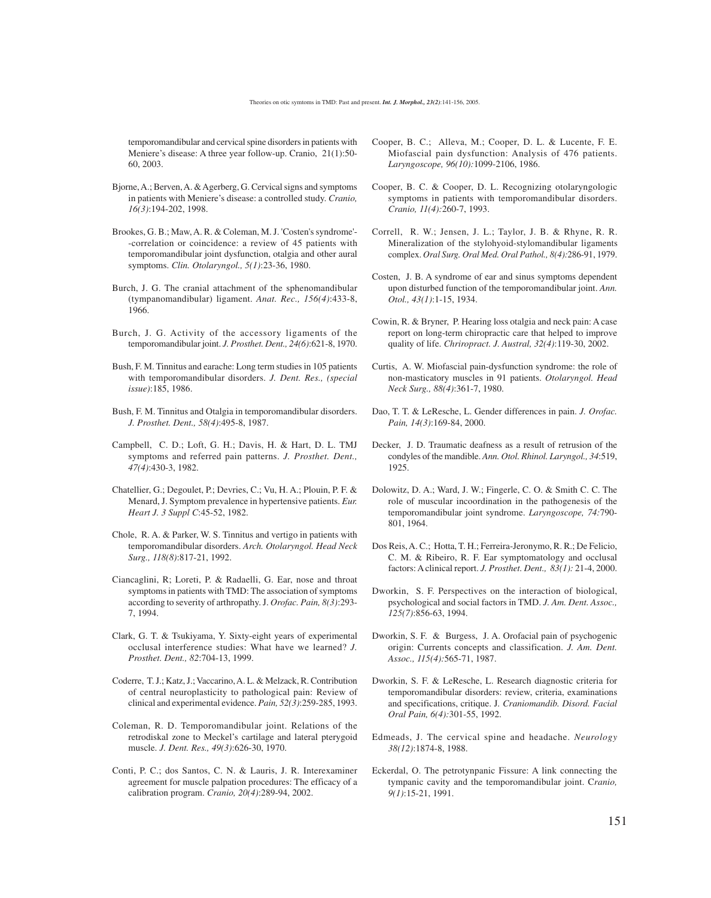temporomandibular and cervical spine disorders in patients with Meniere's disease: A three year follow-up. Cranio, 21(1):50-60, 2003.

Bjorne, A.; Berven, A. & Agerberg, G. Cervical signs and symptoms in patients with Meniere's disease: a controlled study. *Cranio, 16(3)*:194-202, 1998.

Brookes, G. B.; Maw, A. R. & Coleman, M. J. 'Costen's syndrome'--correlation or coincidence: a review of 45 patients with temporomandibular joint dysfunction, otalgia and other aural symptoms. *Clin. Otolaryngol., 5(1)*:23-36, 1980.

Burch, J. G. The cranial attachment of the sphenomandibular (tympanomandibular) ligament. *Anat. Rec., 156(4)*:433-8, 1966.

Burch, J. G. Activity of the accessory ligaments of the temporomandibular joint. *J. Prosthet. Dent., 24(6)*:621-8, 1970.

Bush, F. M. Tinnitus and earache: Long term studies in 105 patients with temporomandibular disorders. *J. Dent. Res., (special issue)*:185, 1986.

Bush, F. M. Tinnitus and Otalgia in temporomandibular disorders. *J. Prosthet. Dent., 58(4)*:495-8, 1987.

Campbell, C. D.; Loft, G. H.; Davis, H. & Hart, D. L. TMJ symptoms and referred pain patterns. *J. Prosthet. Dent., 47(4)*:430-3, 1982.

Chatellier, G.; Degoulet, P.; Devries, C.; Vu, H. A.; Plouin, P. F. & Menard, J. Symptom prevalence in hypertensive patients. *Eur. Heart J. 3 Suppl C*:45-52, 1982.

Chole, R. A. & Parker, W. S. Tinnitus and vertigo in patients with temporomandibular disorders. *Arch. Otolaryngol. Head Neck Surg., 118(8)*:817-21, 1992.

Ciancaglini, R; Loreti, P. & Radaelli, G. Ear, nose and throat symptoms in patients with TMD: The association of symptoms according to severity of arthropathy. J. *Orofac. Pain, 8(3)*:293-7, 1994.

Clark, G. T. & Tsukiyama, Y. Sixty-eight years of experimental occlusal interference studies: What have we learned? *J. Prosthet. Dent., 82*:704-13, 1999.

Coderre, T. J.; Katz, J.; Vaccarino, A. L. & Melzack, R. Contribution of central neuroplasticity to pathological pain: Review of clinical and experimental evidence. *Pain, 52(3)*:259-285, 1993.

Coleman, R. D. Temporomandibular joint. Relations of the retrodiskal zone to Meckel's cartilage and lateral pterygoid muscle. *J. Dent. Res., 49(3)*:626-30, 1970.

Conti, P. C.; dos Santos, C. N. & Lauris, J. R. Interexaminer agreement for muscle palpation procedures: The efficacy of a calibration program. *Cranio, 20(4)*:289-94, 2002.

Cooper, B. C.; Alleva, M.; Cooper, D. L. & Lucente, F. E. Miofascial pain dysfunction: Analysis of 476 patients. *Laryngoscope, 96(10):*1099-2106, 1986.

Cooper, B. C. & Cooper, D. L. Recognizing otolaryngologic symptoms in patients with temporomandibular disorders. *Cranio, 11(4):*260-7, 1993.

Correll, R. W.; Jensen, J. L.; Taylor, J. B. & Rhyne, R. R. Mineralization of the stylohyoid-stylomandibular ligaments complex. *Oral Surg. Oral Med. Oral Pathol., 8(4):*286-91, 1979.

Costen, J. B. A syndrome of ear and sinus symptoms dependent upon disturbed function of the temporomandibular joint. *Ann. Otol., 43(1)*:1-15, 1934.

Cowin, R. & Bryner, P. Hearing loss otalgia and neck pain: A case report on long-term chiropractic care that helped to improve quality of life. *Chriropract. J. Austral, 32(4)*:119-30, 2002.

Curtis, A. W. Miofascial pain-dysfunction syndrome: the role of non-masticatory muscles in 91 patients. *Otolaryngol. Head Neck Surg., 88(4)*:361-7, 1980.

Dao, T. T. & LeResche, L. Gender differences in pain. *J. Orofac. Pain, 14(3)*:169-84, 2000.

Decker, J. D. Traumatic deafness as a result of retrusion of the condyles of the mandible. *Ann. Otol. Rhinol. Laryngol., 34*:519, 1925.

Dolowitz, D. A.; Ward, J. W.; Fingerle, C. O. & Smith C. C. The role of muscular incoordination in the pathogenesis of the temporomandibular joint syndrome. *Laryngoscope, 74:*790-801, 1964.

Dos Reis, A. C.; Hotta, T. H.; Ferreira-Jeronymo, R. R.; De Felicio, C. M. & Ribeiro, R. F. Ear symptomatology and occlusal factors: A clinical report. *J. Prosthet. Dent., 83(1):* 21-4, 2000.

Dworkin, S. F. Perspectives on the interaction of biological, psychological and social factors in TMD. *J. Am. Dent. Assoc., 125(7)*:856-63, 1994.

Dworkin, S. F. & Burgess, J. A. Orofacial pain of psychogenic origin: Currents concepts and classification. *J. Am. Dent. Assoc., 115(4):*565-71, 1987.

Dworkin, S. F. & LeResche, L. Research diagnostic criteria for temporomandibular disorders: review, criteria, examinations and specifications, critique. J. *Craniomandib. Disord. Facial Oral Pain, 6(4):*301-55, 1992.

Edmeads, J. The cervical spine and headache. *Neurology 38(12)*:1874-8, 1988.

Eckerdal, O. The petrotynpanic Fissure: A link connecting the tympanic cavity and the temporomandibular joint. C*ranio, 9(1)*:15-21, 1991.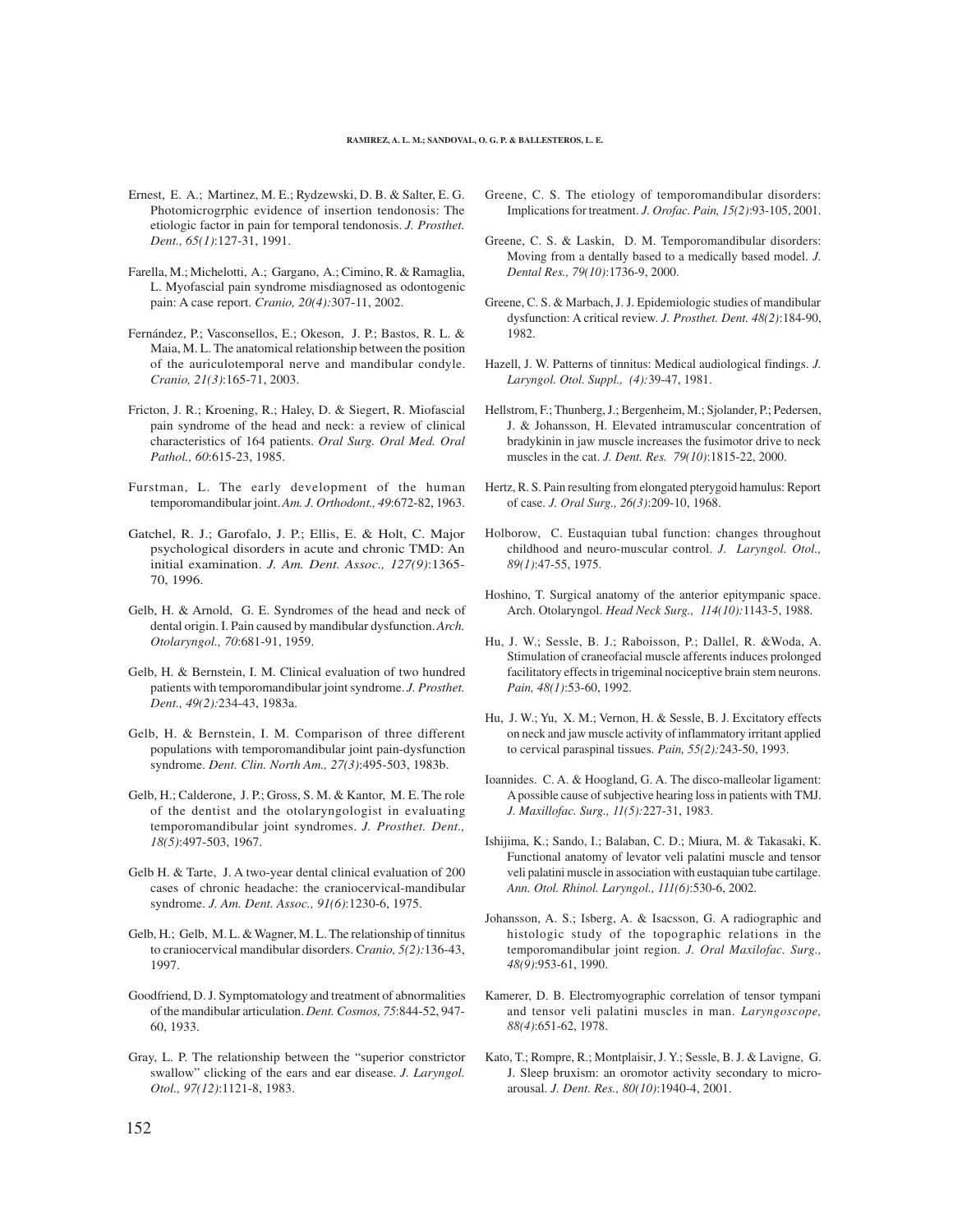Ernest, E. A.; Martinez, M. E.; Rydzewski, D. B. & Salter, E. G. Photomicrogrphic evidence of insertion tendonosis: The etiologic factor in pain for temporal tendonosis. *J. Prosthet. Dent., 65(1)*:127-31, 1991.

Farella, M.; Michelotti, A.; Gargano, A.; Cimino, R. & Ramaglia, L. Myofascial pain syndrome misdiagnosed as odontogenic pain: A case report. *Cranio, 20(4):*307-11, 2002.

Fernández, P.; Vasconsellos, E.; Okeson, J. P.; Bastos, R. L. & Maia, M. L. The anatomical relationship between the position of the auriculotemporal nerve and mandibular condyle. *Cranio, 21(3)*:165-71, 2003.

Fricton, J. R.; Kroening, R.; Haley, D. & Siegert, R. Miofascial pain syndrome of the head and neck: a review of clinical characteristics of 164 patients. *Oral Surg. Oral Med. Oral Pathol., 60*:615-23, 1985.

Furstman, L. The early development of the human temporomandibular joint. *Am. J. Orthodont., 49*:672-82, 1963.

Gatchel, R. J.; Garofalo, J. P.; Ellis, E. & Holt, C. Major psychological disorders in acute and chronic TMD: An initial examination. *J. Am. Dent. Assoc., 127(9)*:1365-70, 1996.

Gelb, H. & Arnold, G. E. Syndromes of the head and neck of dental origin. I. Pain caused by mandibular dysfunction. *Arch. Otolaryngol., 70*:681-91, 1959.

Gelb, H. & Bernstein, I. M. Clinical evaluation of two hundred patients with temporomandibular joint syndrome. *J. Prosthet. Dent., 49(2):*234-43, 1983a.

Gelb, H. & Bernstein, I. M. Comparison of three different populations with temporomandibular joint pain-dysfunction syndrome. *Dent. Clin. North Am., 27(3)*:495-503, 1983b.

Gelb, H.; Calderone, J. P.; Gross, S. M. & Kantor, M. E. The role of the dentist and the otolaryngologist in evaluating temporomandibular joint syndromes. *J. Prosthet. Dent., 18(5)*:497-503, 1967.

Gelb H. & Tarte, J. A two-year dental clinical evaluation of 200 cases of chronic headache: the craniocervical-mandibular syndrome. *J. Am. Dent. Assoc., 91(6)*:1230-6, 1975.

Gelb, H.; Gelb, M. L. & Wagner, M. L. The relationship of tinnitus to craniocervical mandibular disorders. C*ranio, 5(2):*136-43, 1997.

Goodfriend, D. J. Symptomatology and treatment of abnormalities of the mandibular articulation. *Dent. Cosmos, 75*:844-52, 947-60, 1933.

Gray, L. P. The relationship between the "superior constrictor swallow" clicking of the ears and ear disease. *J. Laryngol. Otol., 97(12)*:1121-8, 1983.

Greene, C. S. The etiology of temporomandibular disorders: Implications for treatment. *J. Orofac. Pain, 15(2)*:93-105, 2001.

Greene, C. S. & Laskin, D. M. Temporomandibular disorders: Moving from a dentally based to a medically based model. *J. Dental Res., 79(10)*:1736-9, 2000.

Greene, C. S. & Marbach, J. J. Epidemiologic studies of mandibular dysfunction: A critical review. *J. Prosthet. Dent. 48(2)*:184-90, 1982.

Hazell, J. W. Patterns of tinnitus: Medical audiological findings. *J. Laryngol. Otol. Suppl., (4):*39-47, 1981.

Hellstrom, F.; Thunberg, J.; Bergenheim, M.; Sjolander, P.; Pedersen, J. & Johansson, H. Elevated intramuscular concentration of bradykinin in jaw muscle increases the fusimotor drive to neck muscles in the cat. *J. Dent. Res. 79(10)*:1815-22, 2000.

Hertz, R. S. Pain resulting from elongated pterygoid hamulus: Report of case. *J. Oral Surg., 26(3)*:209-10, 1968.

Holborow, C. Eustaquian tubal function: changes throughout childhood and neuro-muscular control. *J. Laryngol. Otol., 89(1)*:47-55, 1975.

Hoshino, T. Surgical anatomy of the anterior epitympanic space. Arch. Otolaryngol. *Head Neck Surg., 114(10):*1143-5, 1988.

Hu, J. W.; Sessle, B. J.; Raboisson, P.; Dallel, R. &Woda, A. Stimulation of craneofacial muscle afferents induces prolonged facilitatory effects in trigeminal nociceptive brain stem neurons. *Pain, 48(1)*:53-60, 1992.

Hu, J. W.; Yu, X. M.; Vernon, H. & Sessle, B. J. Excitatory effects on neck and jaw muscle activity of inflammatory irritant applied to cervical paraspinal tissues. *Pain, 55(2):*243-50, 1993.

Ioannides. C. A. & Hoogland, G. A. The disco-malleolar ligament: A possible cause of subjective hearing loss in patients with TMJ. *J. Maxillofac. Surg., 11(5):*227-31, 1983.

Ishijima, K.; Sando, I.; Balaban, C. D.; Miura, M. & Takasaki, K. Functional anatomy of levator veli palatini muscle and tensor veli palatini muscle in association with eustaquian tube cartilage. *Ann. Otol. Rhinol. Laryngol., 111(6)*:530-6, 2002.

Johansson, A. S.; Isberg, A. & Isacsson, G. A radiographic and histologic study of the topographic relations in the temporomandibular joint region. *J. Oral Maxilofac. Surg., 48(9)*:953-61, 1990.

Kamerer, D. B. Electromyographic correlation of tensor tympani and tensor veli palatini muscles in man. *Laryngoscope, 88(4)*:651-62, 1978.

Kato, T.; Rompre, R.; Montplaisir, J. Y.; Sessle, B. J. & Lavigne, G. J. Sleep bruxism: an oromotor activity secondary to micro-arousal. *J. Dent. Res., 80(10)*:1940-4, 2001.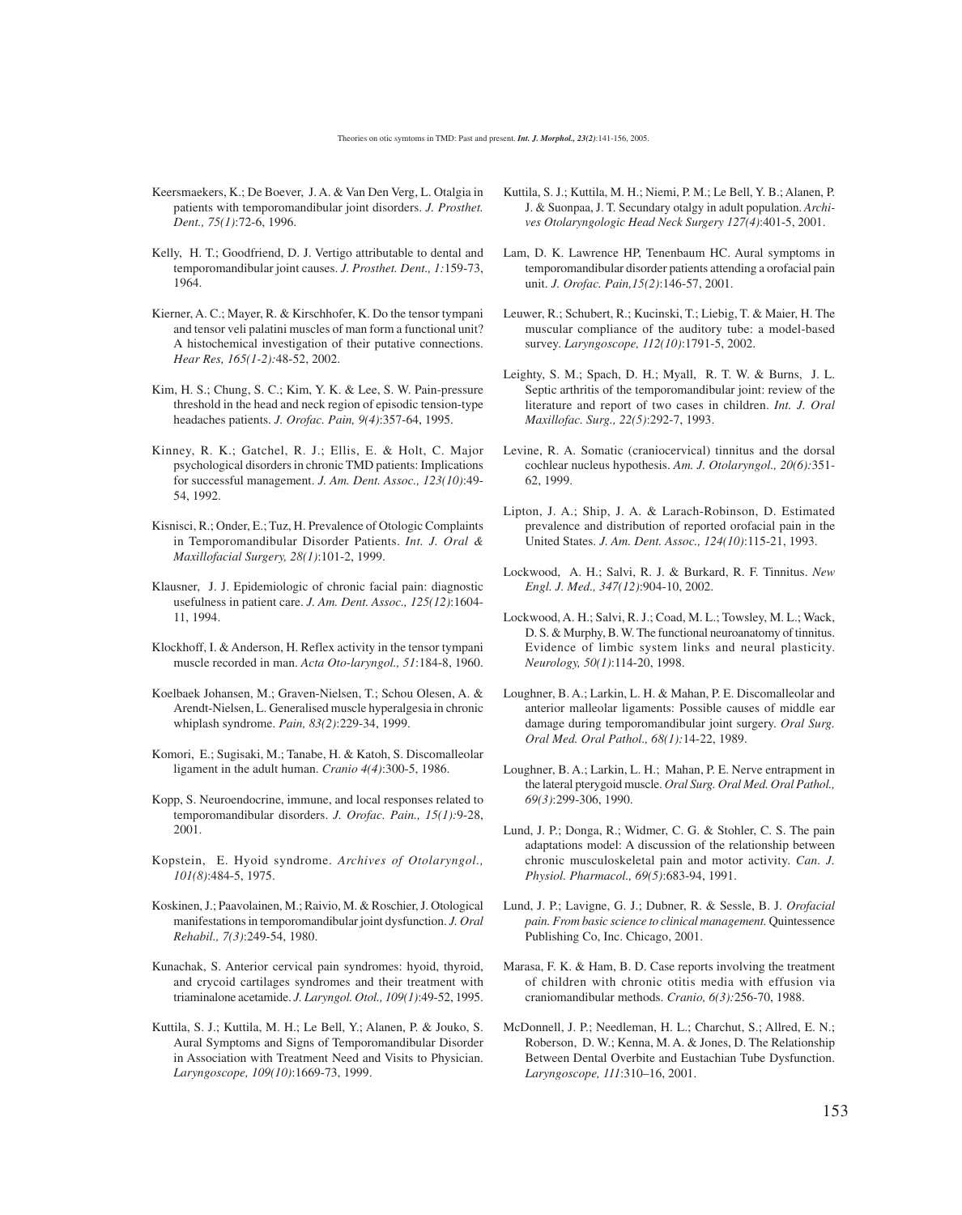Keersmaekers, K.; De Boever, J. A. & Van Den Verg, L. Otalgia in patients with temporomandibular joint disorders. *J. Prosthet. Dent., 75(1)*:72-6, 1996.

Kelly, H. T.; Goodfriend, D. J. Vertigo attributable to dental and temporomandibular joint causes. *J. Prosthet. Dent., 1:*159-73, 1964.

Kierner, A. C.; Mayer, R. & Kirschhofer, K. Do the tensor tympani and tensor veli palatini muscles of man form a functional unit? A histochemical investigation of their putative connections. *Hear Res, 165(1-2):*48-52, 2002.

Kim, H. S.; Chung, S. C.; Kim, Y. K. & Lee, S. W. Pain-pressure threshold in the head and neck region of episodic tension-type headaches patients. *J. Orofac. Pain, 9(4)*:357-64, 1995.

Kinney, R. K.; Gatchel, R. J.; Ellis, E. & Holt, C. Major psychological disorders in chronic TMD patients: Implications for successful management. *J. Am. Dent. Assoc., 123(10)*:49-54, 1992.

Kisnisci, R.; Onder, E.; Tuz, H. Prevalence of Otologic Complaints in Temporomandibular Disorder Patients. *Int. J. Oral & Maxillofacial Surgery, 28(1)*:101-2, 1999.

Klausner, J. J. Epidemiologic of chronic facial pain: diagnostic usefulness in patient care. *J. Am. Dent. Assoc., 125(12)*:1604-11, 1994.

Klockhoff, I. & Anderson, H. Reflex activity in the tensor tympani muscle recorded in man. *Acta Oto-laryngol., 51*:184-8, 1960.

Koelbaek Johansen, M.; Graven-Nielsen, T.; Schou Olesen, A. & Arendt-Nielsen, L. Generalised muscle hyperalgesia in chronic whiplash syndrome. *Pain, 83(2)*:229-34, 1999.

Komori, E.; Sugisaki, M.; Tanabe, H. & Katoh, S. Discomalleolar ligament in the adult human. *Cranio 4(4)*:300-5, 1986.

Kopp, S. Neuroendocrine, immune, and local responses related to temporomandibular disorders. *J. Orofac. Pain., 15(1):*9-28, 2001.

Kopstein, E. Hyoid syndrome. *Archives of Otolaryngol., 101(8)*:484-5, 1975.

Koskinen, J.; Paavolainen, M.; Raivio, M. & Roschier, J. Otological manifestations in temporomandibular joint dysfunction. *J. Oral Rehabil., 7(3)*:249-54, 1980.

Kunachak, S. Anterior cervical pain syndromes: hyoid, thyroid, and crycoid cartilages syndromes and their treatment with triaminalone acetamide. *J. Laryngol. Otol., 109(1)*:49-52, 1995.

Kuttila, S. J.; Kuttila, M. H.; Le Bell, Y.; Alanen, P. & Jouko, S. Aural Symptoms and Signs of Temporomandibular Disorder in Association with Treatment Need and Visits to Physician. *Laryngoscope, 109(10)*:1669-73, 1999.

Kuttila, S. J.; Kuttila, M. H.; Niemi, P. M.; Le Bell, Y. B.; Alanen, P. J. & Suonpaa, J. T. Secundary otalgy in adult population. *Archives Otolaryngologic Head Neck Surgery 127(4)*:401-5, 2001.

Lam, D. K. Lawrence HP, Tenenbaum HC. Aural symptoms in temporomandibular disorder patients attending a orofacial pain unit. *J. Orofac. Pain,15(2)*:146-57, 2001.

Leuwer, R.; Schubert, R.; Kucinski, T.; Liebig, T. & Maier, H. The muscular compliance of the auditory tube: a model-based survey. *Laryngoscope, 112(10)*:1791-5, 2002.

Leighty, S. M.; Spach, D. H.; Myall, R. T. W. & Burns, J. L. Septic arthritis of the temporomandibular joint: review of the literature and report of two cases in children. *Int. J. Oral Maxillofac. Surg., 22(5)*:292-7, 1993.

Levine, R. A. Somatic (craniocervical) tinnitus and the dorsal cochlear nucleus hypothesis. *Am. J. Otolaryngol., 20(6):*351-62, 1999.

Lipton, J. A.; Ship, J. A. & Larach-Robinson, D. Estimated prevalence and distribution of reported orofacial pain in the United States. *J. Am. Dent. Assoc., 124(10)*:115-21, 1993.

Lockwood, A. H.; Salvi, R. J. & Burkard, R. F. Tinnitus. *New Engl. J. Med., 347(12)*:904-10, 2002.

Lockwood, A. H.; Salvi, R. J.; Coad, M. L.; Towsley, M. L.; Wack, D. S. & Murphy, B. W. The functional neuroanatomy of tinnitus. Evidence of limbic system links and neural plasticity. *Neurology, 50(1)*:114-20, 1998.

Loughner, B. A.; Larkin, L. H. & Mahan, P. E. Discomalleolar and anterior malleolar ligaments: Possible causes of middle ear damage during temporomandibular joint surgery. *Oral Surg. Oral Med. Oral Pathol., 68(1):*14-22, 1989.

Loughner, B. A.; Larkin, L. H.; Mahan, P. E. Nerve entrapment in the lateral pterygoid muscle. *Oral Surg. Oral Med. Oral Pathol., 69(3)*:299-306, 1990.

Lund, J. P.; Donga, R.; Widmer, C. G. & Stohler, C. S. The pain adaptations model: A discussion of the relationship between chronic musculoskeletal pain and motor activity. *Can. J. Physiol. Pharmacol., 69(5)*:683-94, 1991.

Lund, J. P.; Lavigne, G. J.; Dubner, R. & Sessle, B. J. *Orofacial pain. From basic science to clinical management.* Quintessence Publishing Co, Inc. Chicago, 2001.

Marasa, F. K. & Ham, B. D. Case reports involving the treatment of children with chronic otitis media with effusion via craniomandibular methods. *Cranio, 6(3):*256-70, 1988.

McDonnell, J. P.; Needleman, H. L.; Charchut, S.; Allred, E. N.; Roberson, D. W.; Kenna, M. A. & Jones, D. The Relationship Between Dental Overbite and Eustachian Tube Dysfunction. *Laryngoscope, 111*:310–16, 2001.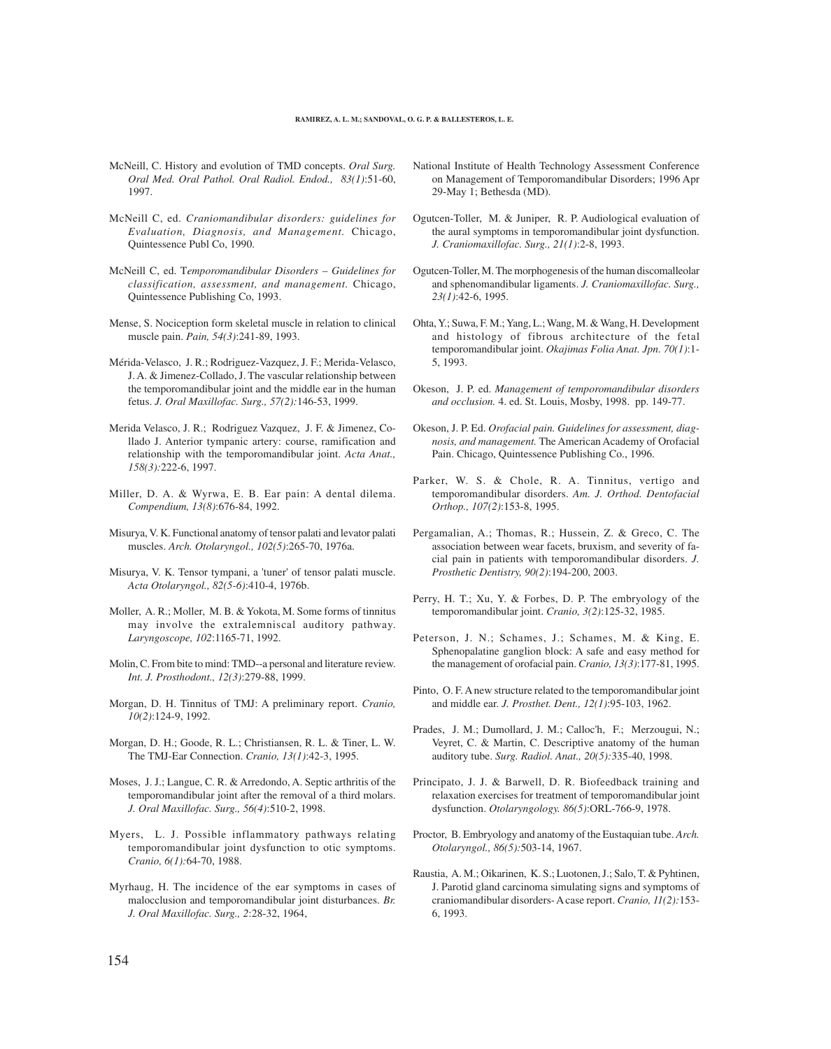McNeill, C. History and evolution of TMD concepts. *Oral Surg. Oral Med. Oral Pathol. Oral Radiol. Endod., 83(1)*:51-60, 1997.

McNeill C, ed. *Craniomandibular disorders: guidelines for Evaluation, Diagnosis, and Management.* Chicago, Quintessence Publ Co, 1990.

McNeill C, ed. T*emporomandibular Disorders – Guidelines for classification, assessment, and management.* Chicago, Quintessence Publishing Co, 1993.

Mense, S. Nociception form skeletal muscle in relation to clinical muscle pain. *Pain, 54(3)*:241-89, 1993.

Mérida-Velasco, J. R.; Rodriguez-Vazquez, J. F.; Merida-Velasco, J. A. & Jimenez-Collado, J. The vascular relationship between the temporomandibular joint and the middle ear in the human fetus. *J. Oral Maxillofac. Surg., 57(2):*146-53, 1999.

Merida Velasco, J. R.; Rodriguez Vazquez, J. F. & Jimenez, Collado J. Anterior tympanic artery: course, ramification and relationship with the temporomandibular joint. *Acta Anat., 158(3):*222-6, 1997.

Miller, D. A. & Wyrwa, E. B. Ear pain: A dental dilema. *Compendium, 13(8)*:676-84, 1992.

Misurya, V. K. Functional anatomy of tensor palati and levator palati muscles. *Arch. Otolaryngol., 102(5)*:265-70, 1976a.

Misurya, V. K. Tensor tympani, a 'tuner' of tensor palati muscle. *Acta Otolaryngol., 82(5-6)*:410-4, 1976b.

Moller, A. R.; Moller, M. B. & Yokota, M. Some forms of tinnitus may involve the extralemniscal auditory pathway. *Laryngoscope, 102*:1165-71, 1992.

Molin, C. From bite to mind: TMD--a personal and literature review. *Int. J. Prosthodont., 12(3)*:279-88, 1999.

Morgan, D. H. Tinnitus of TMJ: A preliminary report. *Cranio, 10(2)*:124-9, 1992.

Morgan, D. H.; Goode, R. L.; Christiansen, R. L. & Tiner, L. W. The TMJ-Ear Connection. *Cranio, 13(1)*:42-3, 1995.

Moses, J. J.; Langue, C. R. & Arredondo, A. Septic arthritis of the temporomandibular joint after the removal of a third molars. *J. Oral Maxillofac. Surg., 56(4)*:510-2, 1998.

Myers, L. J. Possible inflammatory pathways relating temporomandibular joint dysfunction to otic symptoms. *Cranio, 6(1):*64-70, 1988.

Myrhaug, H. The incidence of the ear symptoms in cases of malocclusion and temporomandibular joint disturbances. *Br. J. Oral Maxillofac. Surg., 2*:28-32, 1964,

National Institute of Health Technology Assessment Conference on Management of Temporomandibular Disorders; 1996 Apr 29-May 1; Bethesda (MD).

Ogutcen-Toller, M. & Juniper, R. P. Audiological evaluation of the aural symptoms in temporomandibular joint dysfunction. *J. Craniomaxillofac. Surg., 21(1)*:2-8, 1993.

Ogutcen-Toller, M. The morphogenesis of the human discomalleolar and sphenomandibular ligaments. *J. Craniomaxillofac. Surg., 23(1)*:42-6, 1995.

Ohta, Y.; Suwa, F. M.; Yang, L.; Wang, M. & Wang, H. Development and histology of fibrous architecture of the fetal temporomandibular joint. *Okajimas Folia Anat. Jpn. 70(1)*:1-5, 1993.

Okeson, J. P. ed. *Management of temporomandibular disorders and occlusion.* 4. ed. St. Louis, Mosby, 1998. pp. 149-77.

Okeson, J. P. Ed. *Orofacial pain. Guidelines for assessment, diagnosis, and management.* The American Academy of Orofacial Pain. Chicago, Quintessence Publishing Co., 1996.

Parker, W. S. & Chole, R. A. Tinnitus, vertigo and temporomandibular disorders. *Am. J. Orthod. Dentofacial Orthop., 107(2)*:153-8, 1995.

Pergamalian, A.; Thomas, R.; Hussein, Z. & Greco, C. The association between wear facets, bruxism, and severity of facial pain in patients with temporomandibular disorders. *J. Prosthetic Dentistry, 90(2)*:194-200, 2003.

Perry, H. T.; Xu, Y. & Forbes, D. P. The embryology of the temporomandibular joint. *Cranio, 3(2)*:125-32, 1985.

Peterson, J. N.; Schames, J.; Schames, M. & King, E. Sphenopalatine ganglion block: A safe and easy method for the management of orofacial pain. *Cranio, 13(3)*:177-81, 1995.

Pinto, O. F. A new structure related to the temporomandibular joint and middle ear. *J. Prosthet. Dent., 12(1)*:95-103, 1962.

Prades, J. M.; Dumollard, J. M.; Calloc'h, F.; Merzougui, N.; Veyret, C. & Martin, C. Descriptive anatomy of the human auditory tube. *Surg. Radiol. Anat., 20(5):*335-40, 1998.

Principato, J. J. & Barwell, D. R. Biofeedback training and relaxation exercises for treatment of temporomandibular joint dysfunction. *Otolaryngology. 86(5)*:ORL-766-9, 1978.

Proctor, B. Embryology and anatomy of the Eustaquian tube. *Arch. Otolaryngol., 86(5):*503-14, 1967.

Raustia, A. M.; Oikarinen, K. S.; Luotonen, J.; Salo, T. & Pyhtinen, J. Parotid gland carcinoma simulating signs and symptoms of craniomandibular disorders- A case report. *Cranio, 11(2):*153-6, 1993.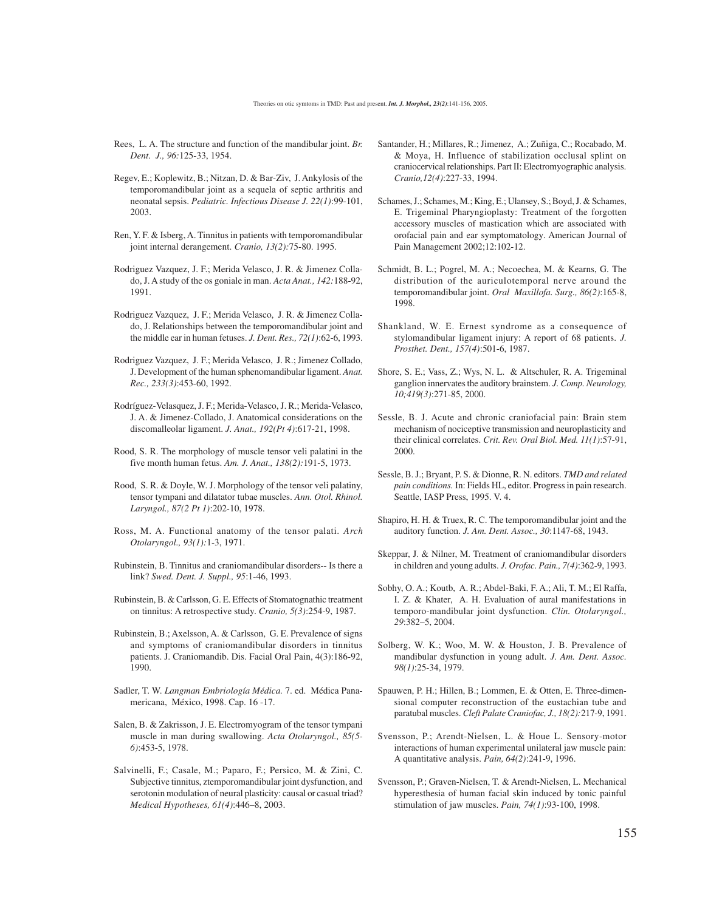Rees, L. A. The structure and function of the mandibular joint. *Br. Dent. J., 96:*125-33, 1954.

Regev, E.; Koplewitz, B.; Nitzan, D. & Bar-Ziv, J. Ankylosis of the temporomandibular joint as a sequela of septic arthritis and neonatal sepsis. *Pediatric. Infectious Disease J. 22(1)*:99-101, 2003.

Ren, Y. F. & Isberg, A. Tinnitus in patients with temporomandibular joint internal derangement. *Cranio, 13(2):*75-80. 1995.

Rodriguez Vazquez, J. F.; Merida Velasco, J. R. & Jimenez Collado, J. A study of the os goniale in man. *Acta Anat., 142:*188-92, 1991.

Rodriguez Vazquez, J. F.; Merida Velasco, J. R. & Jimenez Collado, J. Relationships between the temporomandibular joint and the middle ear in human fetuses. *J. Dent. Res., 72(1)*:62-6, 1993.

Rodriguez Vazquez, J. F.; Merida Velasco, J. R.; Jimenez Collado, J. Development of the human sphenomandibular ligament. *Anat. Rec., 233(3)*:453-60, 1992.

Rodríguez-Velasquez, J. F.; Merida-Velasco, J. R.; Merida-Velasco, J. A. & Jimenez-Collado, J. Anatomical considerations on the discomalleolar ligament. *J. Anat., 192(Pt 4)*:617-21, 1998.

Rood, S. R. The morphology of muscle tensor veli palatini in the five month human fetus. *Am. J. Anat., 138(2):*191-5, 1973.

Rood, S. R. & Doyle, W. J. Morphology of the tensor veli palatiny, tensor tympani and dilatator tubae muscles. *Ann. Otol. Rhinol. Laryngol., 87(2 Pt 1)*:202-10, 1978.

Ross, M. A. Functional anatomy of the tensor palati. *Arch Otolaryngol., 93(1):*1-3, 1971.

Rubinstein, B. Tinnitus and craniomandibular disorders-- Is there a link? *Swed. Dent. J. Suppl., 95*:1-46, 1993.

Rubinstein, B. & Carlsson, G. E. Effects of Stomatognathic treatment on tinnitus: A retrospective study. *Cranio, 5(3)*:254-9, 1987.

Rubinstein, B.; Axelsson, A. & Carlsson, G. E. Prevalence of signs and symptoms of craniomandibular disorders in tinnitus patients. J. Craniomandib. Dis. Facial Oral Pain, 4(3):186-92, 1990.

Sadler, T. W. *Langman Embriología Médica.* 7. ed. Médica Panamericana, México, 1998. Cap. 16 -17.

Salen, B. & Zakrisson, J. E. Electromyogram of the tensor tympani muscle in man during swallowing. *Acta Otolaryngol., 85(5-6)*:453-5, 1978.

Salvinelli, F.; Casale, M.; Paparo, F.; Persico, M. & Zini, C. Subjective tinnitus, ztemporomandibular joint dysfunction, and serotonin modulation of neural plasticity: causal or casual triad? *Medical Hypotheses, 61(4)*:446–8, 2003.

Santander, H.; Millares, R.; Jimenez, A.; Zuñiga, C.; Rocabado, M. & Moya, H. Influence of stabilization occlusal splint on craniocervical relationships. Part II: Electromyographic analysis. *Cranio,12(4)*:227-33, 1994.

Schames, J.; Schames, M.; King, E.; Ulansey, S.; Boyd, J. & Schames, E. Trigeminal Pharyngioplasty: Treatment of the forgotten accessory muscles of mastication which are associated with orofacial pain and ear symptomatology. American Journal of Pain Management 2002;12:102-12.

Schmidt, B. L.; Pogrel, M. A.; Necoechea, M. & Kearns, G. The distribution of the auriculotemporal nerve around the temporomandibular joint. *Oral Maxillofa. Surg., 86(2)*:165-8, 1998.

Shankland, W. E. Ernest syndrome as a consequence of stylomandibular ligament injury: A report of 68 patients. *J. Prosthet. Dent., 157(4)*:501-6, 1987.

Shore, S. E.; Vass, Z.; Wys, N. L. & Altschuler, R. A. Trigeminal ganglion innervates the auditory brainstem. *J. Comp. Neurology, 10;419(3)*:271-85, 2000.

Sessle, B. J. Acute and chronic craniofacial pain: Brain stem mechanism of nociceptive transmission and neuroplasticity and their clinical correlates. *Crit. Rev. Oral Biol. Med. 11(1)*:57-91, 2000.

Sessle, B. J.; Bryant, P. S. & Dionne, R. N. editors. *TMD and related pain conditions.* In: Fields HL, editor. Progress in pain research. Seattle, IASP Press, 1995. V. 4.

Shapiro, H. H. & Truex, R. C. The temporomandibular joint and the auditory function. *J. Am. Dent. Assoc., 30*:1147-68, 1943.

Skeppar, J. & Nilner, M. Treatment of craniomandibular disorders in children and young adults. *J. Orofac. Pain., 7(4)*:362-9, 1993.

Sobhy, O. A.; Koutb, A. R.; Abdel-Baki, F. A.; Ali, T. M.; El Raffa, I. Z. & Khater, A. H. Evaluation of aural manifestations in temporo-mandibular joint dysfunction. *Clin. Otolaryngol., 29*:382–5, 2004.

Solberg, W. K.; Woo, M. W. & Houston, J. B. Prevalence of mandibular dysfunction in young adult. *J. Am. Dent. Assoc. 98(1)*:25-34, 1979.

Spauwen, P. H.; Hillen, B.; Lommen, E. & Otten, E. Three-dimensional computer reconstruction of the eustachian tube and paratubal muscles. *Cleft Palate Craniofac, J., 18(2):*217-9, 1991.

Svensson, P.; Arendt-Nielsen, L. & Houe L. Sensory-motor interactions of human experimental unilateral jaw muscle pain: A quantitative analysis. *Pain, 64(2)*:241-9, 1996.

Svensson, P.; Graven-Nielsen, T. & Arendt-Nielsen, L. Mechanical hyperesthesia of human facial skin induced by tonic painful stimulation of jaw muscles. *Pain, 74(1)*:93-100, 1998.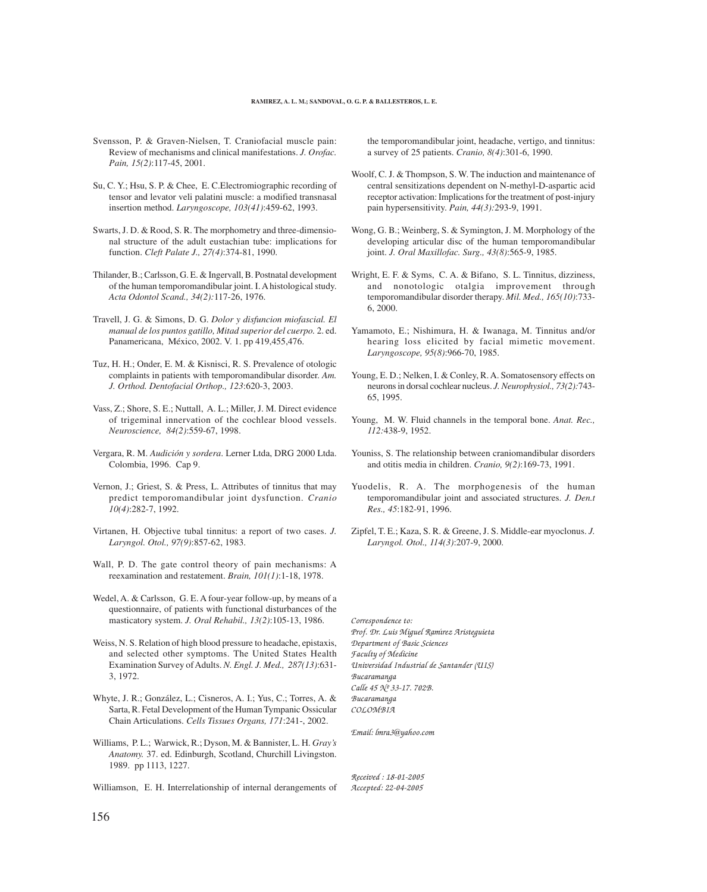Svensson, P. & Graven-Nielsen, T. Craniofacial muscle pain: Review of mechanisms and clinical manifestations. *J. Orofac. Pain, 15(2)*:117-45, 2001.

Su, C. Y.; Hsu, S. P. & Chee, E. C.Electromiographic recording of tensor and levator veli palatini muscle: a modified transnasal insertion method. *Laryngoscope, 103(41)*:459-62, 1993.

Swarts, J. D. & Rood, S. R. The morphometry and three-dimensional structure of the adult eustachian tube: implications for function. *Cleft Palate J., 27(4)*:374-81, 1990.

Thilander, B.; Carlsson, G. E. & Ingervall, B. Postnatal development of the human temporomandibular joint. I. A histological study. *Acta Odontol Scand., 34(2):*117-26, 1976.

Travell, J. G. & Simons, D. G. *Dolor y disfuncion miofascial. El manual de los puntos gatillo, Mitad superior del cuerpo.* 2. ed. Panamericana, México, 2002. V. 1. pp 419,455,476.

Tuz, H. H.; Onder, E. M. & Kisnisci, R. S. Prevalence of otologic complaints in patients with temporomandibular disorder. *Am. J. Orthod. Dentofacial Orthop., 123*:620-3, 2003.

Vass, Z.; Shore, S. E.; Nuttall, A. L.; Miller, J. M. Direct evidence of trigeminal innervation of the cochlear blood vessels. *Neuroscience, 84(2)*:559-67, 1998.

Vergara, R. M. *Audición y sordera*. Lerner Ltda, DRG 2000 Ltda. Colombia, 1996. Cap 9.

Vernon, J.; Griest, S. & Press, L. Attributes of tinnitus that may predict temporomandibular joint dysfunction. *Cranio 10(4)*:282-7, 1992.

Virtanen, H. Objective tubal tinnitus: a report of two cases. *J. Laryngol. Otol., 97(9)*:857-62, 1983.

Wall, P. D. The gate control theory of pain mechanisms: A reexamination and restatement. *Brain, 101(1)*:1-18, 1978.

Wedel, A. & Carlsson, G. E. A four-year follow-up, by means of a questionnaire, of patients with functional disturbances of the masticatory system. *J. Oral Rehabil., 13(2)*:105-13, 1986.

Weiss, N. S. Relation of high blood pressure to headache, epistaxis, and selected other symptoms. The United States Health Examination Survey of Adults. *N. Engl. J. Med., 287(13)*:631-3, 1972.

Whyte, J. R.; González, L.; Cisneros, A. I.; Yus, C.; Torres, A. & Sarta, R. Fetal Development of the Human Tympanic Ossicular Chain Articulations. *Cells Tissues Organs, 171*:241-, 2002.

Williams, P. L.; Warwick, R.; Dyson, M. & Bannister, L. H. *Gray's Anatomy.* 37. ed. Edinburgh, Scotland, Churchill Livingston. 1989. pp 1113, 1227.

Williamson, E. H. Interrelationship of internal derangements of the temporomandibular joint, headache, vertigo, and tinnitus: a survey of 25 patients. *Cranio, 8(4)*:301-6, 1990.

Woolf, C. J. & Thompson, S. W. The induction and maintenance of central sensitizations dependent on N-methyl-D-aspartic acid receptor activation: Implications for the treatment of post-injury pain hypersensitivity. *Pain, 44(3):*293-9, 1991.

Wong, G. B.; Weinberg, S. & Symington, J. M. Morphology of the developing articular disc of the human temporomandibular joint. *J. Oral Maxillofac. Surg., 43(8)*:565-9, 1985.

Wright, E. F. & Syms, C. A. & Bifano, S. L. Tinnitus, dizziness, and nonotologic otalgia improvement through temporomandibular disorder therapy. *Mil. Med., 165(10)*:733-6, 2000.

Yamamoto, E.; Nishimura, H. & Iwanaga, M. Tinnitus and/or hearing loss elicited by facial mimetic movement. *Laryngoscope, 95(8)*:966-70, 1985.

Young, E. D.; Nelken, I. & Conley, R. A. Somatosensory effects on neurons in dorsal cochlear nucleus. *J. Neurophysiol., 73(2):*743-65, 1995.

Young, M. W. Fluid channels in the temporal bone. *Anat. Rec., 112:*438-9, 1952.

Youniss, S. The relationship between craniomandibular disorders and otitis media in children. *Cranio, 9(2)*:169-73, 1991.

Yuodelis, R. A. The morphogenesis of the human temporomandibular joint and associated structures. *J. Den.t Res., 45*:182-91, 1996.

Zipfel, T. E.; Kaza, S. R. & Greene, J. S. Middle-ear myoclonus. *J. Laryngol. Otol., 114(3)*:207-9, 2000.

*Correspondence to:*
*Prof. Dr. Luis Miguel Ramirez Aristeguieta*
*Department of Basic Sciences*
*Faculty of Medicine*
*Universidad Industrial de Santander (UIS)*
*Bucaramanga*
*Calle 45 Nº 33-17. 702B.*
*Bucaramanga*
*COLOMBIA*

*Email: lmra3@yahoo.com*

*Received : 18-01-2005*
*Accepted: 22-04-2005*